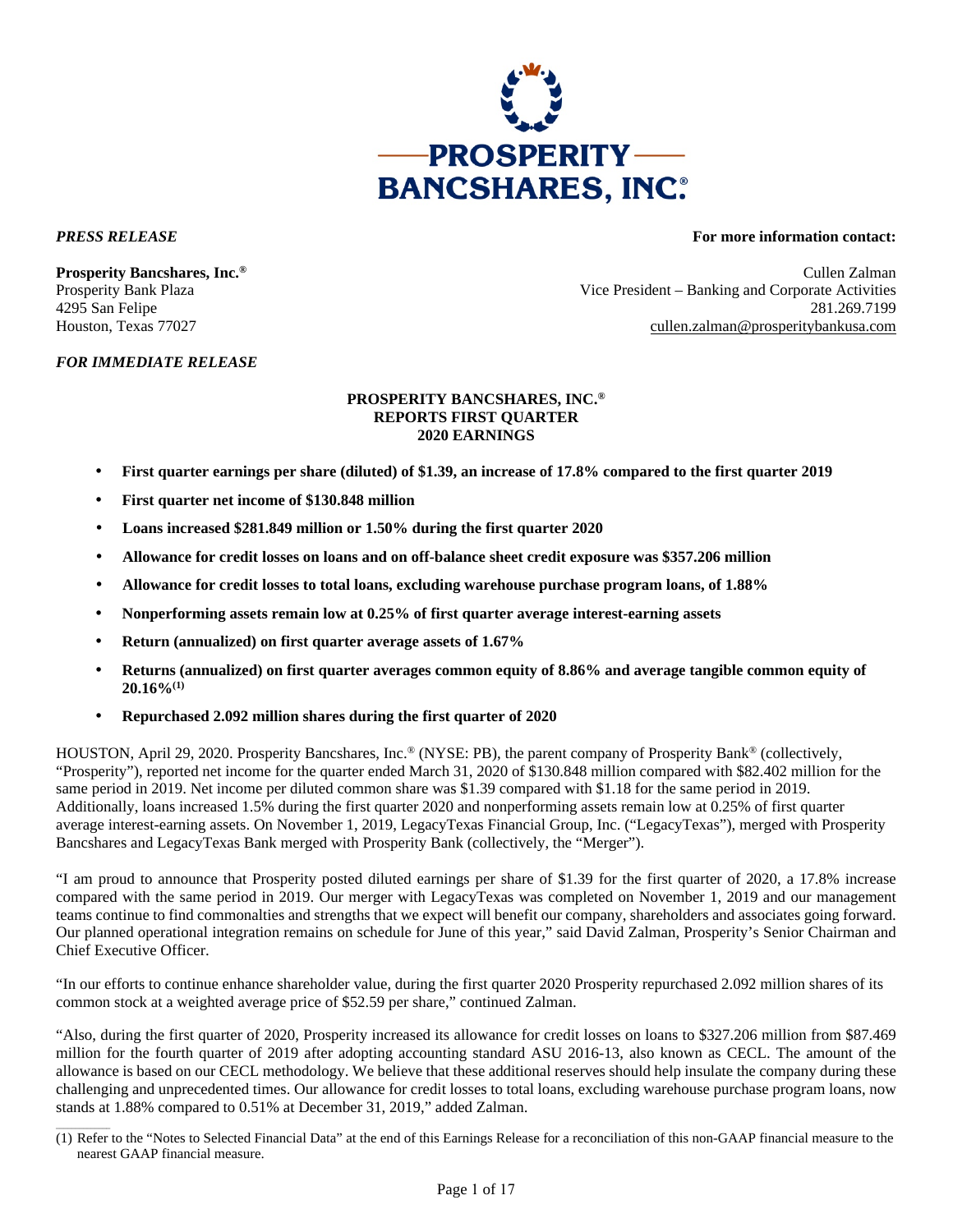***PRESS RELEASE***

**For more information contact:**

**Prosperity Bancshares, Inc.®**
Prosperity Bank Plaza
4295 San Felipe
Houston, Texas 77027

Cullen Zalman
Vice President – Banking and Corporate Activities
281.269.7199
cullen.zalman@prosperitybankusa.com

***FOR IMMEDIATE RELEASE***

**PROSPERITY BANCSHARES, INC.®**
**REPORTS FIRST QUARTER**
**2020 EARNINGS**

- **First quarter earnings per share (diluted) of $1.39, an increase of 17.8% compared to the first quarter 2019**
- **First quarter net income of $130.848 million**
- **Loans increased $281.849 million or 1.50% during the first quarter 2020**
- **Allowance for credit losses on loans and on off-balance sheet credit exposure was $357.206 million**
- **Allowance for credit losses to total loans, excluding warehouse purchase program loans, of 1.88%**
- **Nonperforming assets remain low at 0.25% of first quarter average interest-earning assets**
- **Return (annualized) on first quarter average assets of 1.67%**
- **Returns (annualized) on first quarter averages common equity of 8.86% and average tangible common equity of 20.16%[(1)]**
- **Repurchased 2.092 million shares during the first quarter of 2020**

HOUSTON, April 29, 2020. Prosperity Bancshares, Inc.® (NYSE: PB), the parent company of Prosperity Bank® (collectively, "Prosperity"), reported net income for the quarter ended March 31, 2020 of $130.848 million compared with $82.402 million for the same period in 2019. Net income per diluted common share was $1.39 compared with $1.18 for the same period in 2019. Additionally, loans increased 1.5% during the first quarter 2020 and nonperforming assets remain low at 0.25% of first quarter average interest-earning assets. On November 1, 2019, LegacyTexas Financial Group, Inc. ("LegacyTexas"), merged with Prosperity Bancshares and LegacyTexas Bank merged with Prosperity Bank (collectively, the "Merger").

"I am proud to announce that Prosperity posted diluted earnings per share of $1.39 for the first quarter of 2020, a 17.8% increase compared with the same period in 2019. Our merger with LegacyTexas was completed on November 1, 2019 and our management teams continue to find commonalties and strengths that we expect will benefit our company, shareholders and associates going forward. Our planned operational integration remains on schedule for June of this year," said David Zalman, Prosperity's Senior Chairman and Chief Executive Officer.

"In our efforts to continue enhance shareholder value, during the first quarter 2020 Prosperity repurchased 2.092 million shares of its common stock at a weighted average price of $52.59 per share," continued Zalman.

"Also, during the first quarter of 2020, Prosperity increased its allowance for credit losses on loans to $327.206 million from $87.469 million for the fourth quarter of 2019 after adopting accounting standard ASU 2016-13, also known as CECL. The amount of the allowance is based on our CECL methodology. We believe that these additional reserves should help insulate the company during these challenging and unprecedented times. Our allowance for credit losses to total loans, excluding warehouse purchase program loans, now stands at 1.88% compared to 0.51% at December 31, 2019," added Zalman.

(1) Refer to the "Notes to Selected Financial Data" at the end of this Earnings Release for a reconciliation of this non-GAAP financial measure to the nearest GAAP financial measure.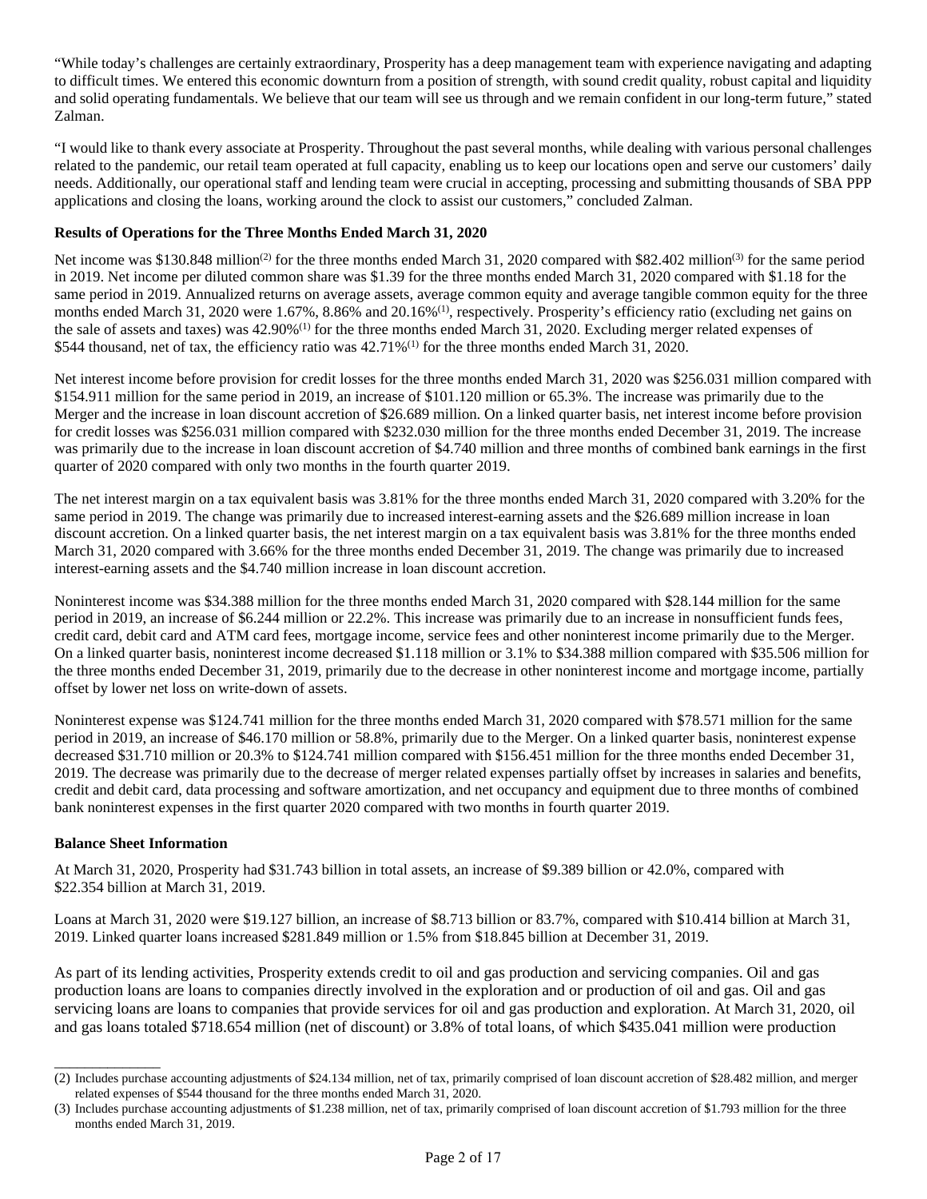"While today's challenges are certainly extraordinary, Prosperity has a deep management team with experience navigating and adapting to difficult times. We entered this economic downturn from a position of strength, with sound credit quality, robust capital and liquidity and solid operating fundamentals. We believe that our team will see us through and we remain confident in our long-term future," stated Zalman.

"I would like to thank every associate at Prosperity. Throughout the past several months, while dealing with various personal challenges related to the pandemic, our retail team operated at full capacity, enabling us to keep our locations open and serve our customers' daily needs. Additionally, our operational staff and lending team were crucial in accepting, processing and submitting thousands of SBA PPP applications and closing the loans, working around the clock to assist our customers," concluded Zalman.

**Results of Operations for the Three Months Ended March 31, 2020**

Net income was $130.848 million(2) for the three months ended March 31, 2020 compared with $82.402 million(3) for the same period in 2019. Net income per diluted common share was $1.39 for the three months ended March 31, 2020 compared with $1.18 for the same period in 2019. Annualized returns on average assets, average common equity and average tangible common equity for the three months ended March 31, 2020 were 1.67%, 8.86% and 20.16%(1), respectively. Prosperity's efficiency ratio (excluding net gains on the sale of assets and taxes) was 42.90%(1) for the three months ended March 31, 2020. Excluding merger related expenses of $544 thousand, net of tax, the efficiency ratio was 42.71%(1) for the three months ended March 31, 2020.

Net interest income before provision for credit losses for the three months ended March 31, 2020 was $256.031 million compared with $154.911 million for the same period in 2019, an increase of $101.120 million or 65.3%. The increase was primarily due to the Merger and the increase in loan discount accretion of $26.689 million. On a linked quarter basis, net interest income before provision for credit losses was $256.031 million compared with $232.030 million for the three months ended December 31, 2019. The increase was primarily due to the increase in loan discount accretion of $4.740 million and three months of combined bank earnings in the first quarter of 2020 compared with only two months in the fourth quarter 2019.

The net interest margin on a tax equivalent basis was 3.81% for the three months ended March 31, 2020 compared with 3.20% for the same period in 2019. The change was primarily due to increased interest-earning assets and the $26.689 million increase in loan discount accretion. On a linked quarter basis, the net interest margin on a tax equivalent basis was 3.81% for the three months ended March 31, 2020 compared with 3.66% for the three months ended December 31, 2019. The change was primarily due to increased interest-earning assets and the $4.740 million increase in loan discount accretion.

Noninterest income was $34.388 million for the three months ended March 31, 2020 compared with $28.144 million for the same period in 2019, an increase of $6.244 million or 22.2%. This increase was primarily due to an increase in nonsufficient funds fees, credit card, debit card and ATM card fees, mortgage income, service fees and other noninterest income primarily due to the Merger. On a linked quarter basis, noninterest income decreased $1.118 million or 3.1% to $34.388 million compared with $35.506 million for the three months ended December 31, 2019, primarily due to the decrease in other noninterest income and mortgage income, partially offset by lower net loss on write-down of assets.

Noninterest expense was $124.741 million for the three months ended March 31, 2020 compared with $78.571 million for the same period in 2019, an increase of $46.170 million or 58.8%, primarily due to the Merger. On a linked quarter basis, noninterest expense decreased $31.710 million or 20.3% to $124.741 million compared with $156.451 million for the three months ended December 31, 2019. The decrease was primarily due to the decrease of merger related expenses partially offset by increases in salaries and benefits, credit and debit card, data processing and software amortization, and net occupancy and equipment due to three months of combined bank noninterest expenses in the first quarter 2020 compared with two months in fourth quarter 2019.

**Balance Sheet Information**

At March 31, 2020, Prosperity had $31.743 billion in total assets, an increase of $9.389 billion or 42.0%, compared with $22.354 billion at March 31, 2019.

Loans at March 31, 2020 were $19.127 billion, an increase of $8.713 billion or 83.7%, compared with $10.414 billion at March 31, 2019. Linked quarter loans increased $281.849 million or 1.5% from $18.845 billion at December 31, 2019.

As part of its lending activities, Prosperity extends credit to oil and gas production and servicing companies. Oil and gas production loans are loans to companies directly involved in the exploration and or production of oil and gas. Oil and gas servicing loans are loans to companies that provide services for oil and gas production and exploration. At March 31, 2020, oil and gas loans totaled $718.654 million (net of discount) or 3.8% of total loans, of which $435.041 million were production

---

(2) Includes purchase accounting adjustments of $24.134 million, net of tax, primarily comprised of loan discount accretion of $28.482 million, and merger related expenses of $544 thousand for the three months ended March 31, 2020.

(3) Includes purchase accounting adjustments of $1.238 million, net of tax, primarily comprised of loan discount accretion of $1.793 million for the three months ended March 31, 2019.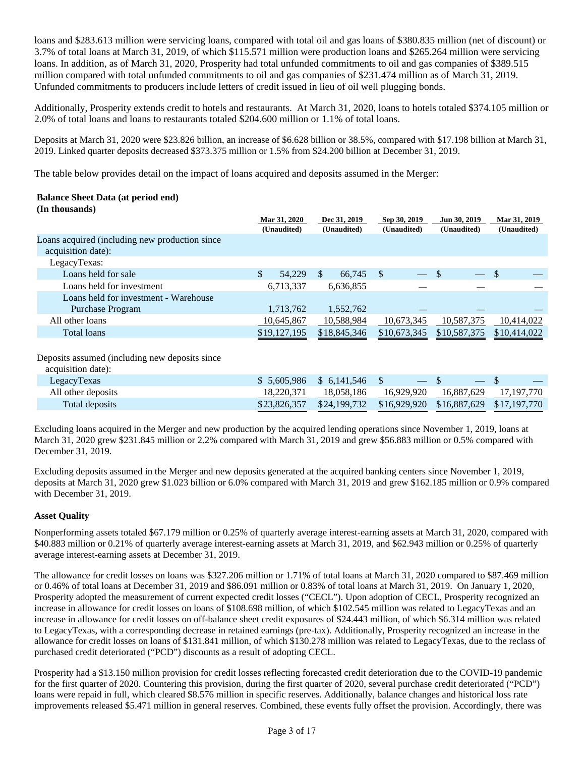loans and $283.613 million were servicing loans, compared with total oil and gas loans of $380.835 million (net of discount) or 3.7% of total loans at March 31, 2019, of which $115.571 million were production loans and $265.264 million were servicing loans. In addition, as of March 31, 2020, Prosperity had total unfunded commitments to oil and gas companies of $389.515 million compared with total unfunded commitments to oil and gas companies of $231.474 million as of March 31, 2019. Unfunded commitments to producers include letters of credit issued in lieu of oil well plugging bonds.

Additionally, Prosperity extends credit to hotels and restaurants. At March 31, 2020, loans to hotels totaled $374.105 million or 2.0% of total loans and loans to restaurants totaled $204.600 million or 1.1% of total loans.

Deposits at March 31, 2020 were $23.826 billion, an increase of $6.628 billion or 38.5%, compared with $17.198 billion at March 31, 2019. Linked quarter deposits decreased $373.375 million or 1.5% from $24.200 billion at December 31, 2019.

The table below provides detail on the impact of loans acquired and deposits assumed in the Merger:

**Balance Sheet Data (at period end)**
**(In thousands)**

| | Mar 31, 2020 (Unaudited) | Dec 31, 2019 (Unaudited) | Sep 30, 2019 (Unaudited) | Jun 30, 2019 (Unaudited) | Mar 31, 2019 (Unaudited) |
|---|---|---|---|---|---|
| Loans acquired (including new production since acquisition date): | | | | | |
| LegacyTexas: | | | | | |
| Loans held for sale | $ 54,229 | $ 66,745 | $ — | $ — | $ — |
| Loans held for investment | 6,713,337 | 6,636,855 | — | — | — |
| Loans held for investment - Warehouse Purchase Program | 1,713,762 | 1,552,762 | — | — | — |
| All other loans | 10,645,867 | 10,588,984 | 10,673,345 | 10,587,375 | 10,414,022 |
| Total loans | $19,127,195 | $18,845,346 | $10,673,345 | $10,587,375 | $10,414,022 |
| | | | | | |
| Deposits assumed (including new deposits since acquisition date): | | | | | |
| LegacyTexas | $ 5,605,986 | $ 6,141,546 | $ — | $ — | $ — |
| All other deposits | 18,220,371 | 18,058,186 | 16,929,920 | 16,887,629 | 17,197,770 |
| Total deposits | $23,826,357 | $24,199,732 | $16,929,920 | $16,887,629 | $17,197,770 |

Excluding loans acquired in the Merger and new production by the acquired lending operations since November 1, 2019, loans at March 31, 2020 grew $231.845 million or 2.2% compared with March 31, 2019 and grew $56.883 million or 0.5% compared with December 31, 2019.

Excluding deposits assumed in the Merger and new deposits generated at the acquired banking centers since November 1, 2019, deposits at March 31, 2020 grew $1.023 billion or 6.0% compared with March 31, 2019 and grew $162.185 million or 0.9% compared with December 31, 2019.

**Asset Quality**

Nonperforming assets totaled $67.179 million or 0.25% of quarterly average interest-earning assets at March 31, 2020, compared with $40.883 million or 0.21% of quarterly average interest-earning assets at March 31, 2019, and $62.943 million or 0.25% of quarterly average interest-earning assets at December 31, 2019.

The allowance for credit losses on loans was $327.206 million or 1.71% of total loans at March 31, 2020 compared to $87.469 million or 0.46% of total loans at December 31, 2019 and $86.091 million or 0.83% of total loans at March 31, 2019. On January 1, 2020, Prosperity adopted the measurement of current expected credit losses ("CECL"). Upon adoption of CECL, Prosperity recognized an increase in allowance for credit losses on loans of $108.698 million, of which $102.545 million was related to LegacyTexas and an increase in allowance for credit losses on off-balance sheet credit exposures of $24.443 million, of which $6.314 million was related to LegacyTexas, with a corresponding decrease in retained earnings (pre-tax). Additionally, Prosperity recognized an increase in the allowance for credit losses on loans of $131.841 million, of which $130.278 million was related to LegacyTexas, due to the reclass of purchased credit deteriorated ("PCD") discounts as a result of adopting CECL.

Prosperity had a $13.150 million provision for credit losses reflecting forecasted credit deterioration due to the COVID-19 pandemic for the first quarter of 2020. Countering this provision, during the first quarter of 2020, several purchase credit deteriorated ("PCD") loans were repaid in full, which cleared $8.576 million in specific reserves. Additionally, balance changes and historical loss rate improvements released $5.471 million in general reserves. Combined, these events fully offset the provision. Accordingly, there was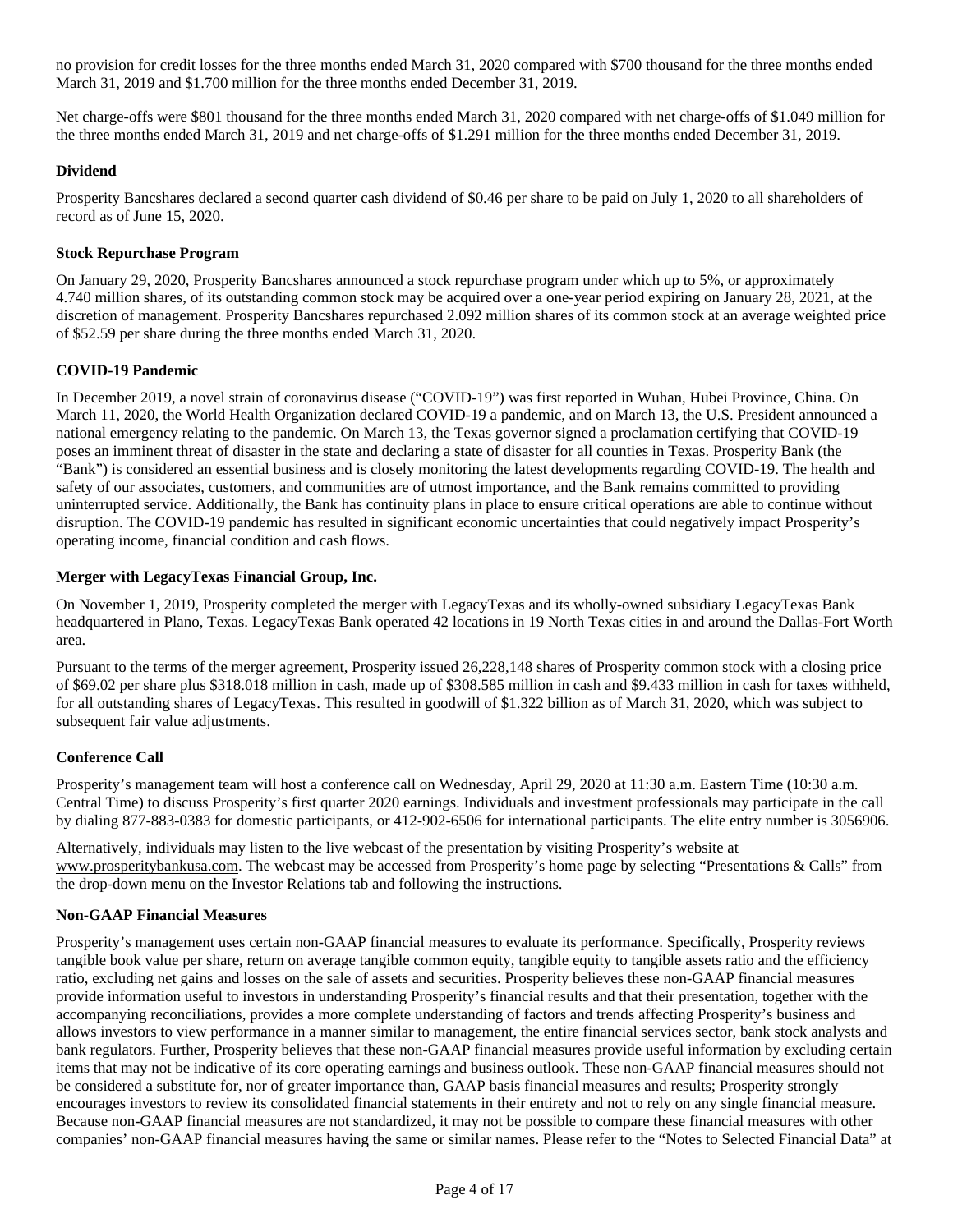no provision for credit losses for the three months ended March 31, 2020 compared with $700 thousand for the three months ended March 31, 2019 and $1.700 million for the three months ended December 31, 2019.

Net charge-offs were $801 thousand for the three months ended March 31, 2020 compared with net charge-offs of $1.049 million for the three months ended March 31, 2019 and net charge-offs of $1.291 million for the three months ended December 31, 2019.

**Dividend**

Prosperity Bancshares declared a second quarter cash dividend of $0.46 per share to be paid on July 1, 2020 to all shareholders of record as of June 15, 2020.

**Stock Repurchase Program**

On January 29, 2020, Prosperity Bancshares announced a stock repurchase program under which up to 5%, or approximately 4.740 million shares, of its outstanding common stock may be acquired over a one-year period expiring on January 28, 2021, at the discretion of management. Prosperity Bancshares repurchased 2.092 million shares of its common stock at an average weighted price of $52.59 per share during the three months ended March 31, 2020.

**COVID-19 Pandemic**

In December 2019, a novel strain of coronavirus disease ("COVID-19") was first reported in Wuhan, Hubei Province, China. On March 11, 2020, the World Health Organization declared COVID-19 a pandemic, and on March 13, the U.S. President announced a national emergency relating to the pandemic. On March 13, the Texas governor signed a proclamation certifying that COVID-19 poses an imminent threat of disaster in the state and declaring a state of disaster for all counties in Texas. Prosperity Bank (the "Bank") is considered an essential business and is closely monitoring the latest developments regarding COVID-19. The health and safety of our associates, customers, and communities are of utmost importance, and the Bank remains committed to providing uninterrupted service. Additionally, the Bank has continuity plans in place to ensure critical operations are able to continue without disruption. The COVID-19 pandemic has resulted in significant economic uncertainties that could negatively impact Prosperity's operating income, financial condition and cash flows.

**Merger with LegacyTexas Financial Group, Inc.**

On November 1, 2019, Prosperity completed the merger with LegacyTexas and its wholly-owned subsidiary LegacyTexas Bank headquartered in Plano, Texas. LegacyTexas Bank operated 42 locations in 19 North Texas cities in and around the Dallas-Fort Worth area.

Pursuant to the terms of the merger agreement, Prosperity issued 26,228,148 shares of Prosperity common stock with a closing price of $69.02 per share plus $318.018 million in cash, made up of $308.585 million in cash and $9.433 million in cash for taxes withheld, for all outstanding shares of LegacyTexas. This resulted in goodwill of $1.322 billion as of March 31, 2020, which was subject to subsequent fair value adjustments.

**Conference Call**

Prosperity's management team will host a conference call on Wednesday, April 29, 2020 at 11:30 a.m. Eastern Time (10:30 a.m. Central Time) to discuss Prosperity's first quarter 2020 earnings. Individuals and investment professionals may participate in the call by dialing 877-883-0383 for domestic participants, or 412-902-6506 for international participants. The elite entry number is 3056906.

Alternatively, individuals may listen to the live webcast of the presentation by visiting Prosperity's website at www.prosperitybankusa.com. The webcast may be accessed from Prosperity's home page by selecting "Presentations & Calls" from the drop-down menu on the Investor Relations tab and following the instructions.

**Non-GAAP Financial Measures**

Prosperity's management uses certain non-GAAP financial measures to evaluate its performance. Specifically, Prosperity reviews tangible book value per share, return on average tangible common equity, tangible equity to tangible assets ratio and the efficiency ratio, excluding net gains and losses on the sale of assets and securities. Prosperity believes these non-GAAP financial measures provide information useful to investors in understanding Prosperity's financial results and that their presentation, together with the accompanying reconciliations, provides a more complete understanding of factors and trends affecting Prosperity's business and allows investors to view performance in a manner similar to management, the entire financial services sector, bank stock analysts and bank regulators. Further, Prosperity believes that these non-GAAP financial measures provide useful information by excluding certain items that may not be indicative of its core operating earnings and business outlook. These non-GAAP financial measures should not be considered a substitute for, nor of greater importance than, GAAP basis financial measures and results; Prosperity strongly encourages investors to review its consolidated financial statements in their entirety and not to rely on any single financial measure. Because non-GAAP financial measures are not standardized, it may not be possible to compare these financial measures with other companies' non-GAAP financial measures having the same or similar names. Please refer to the "Notes to Selected Financial Data" at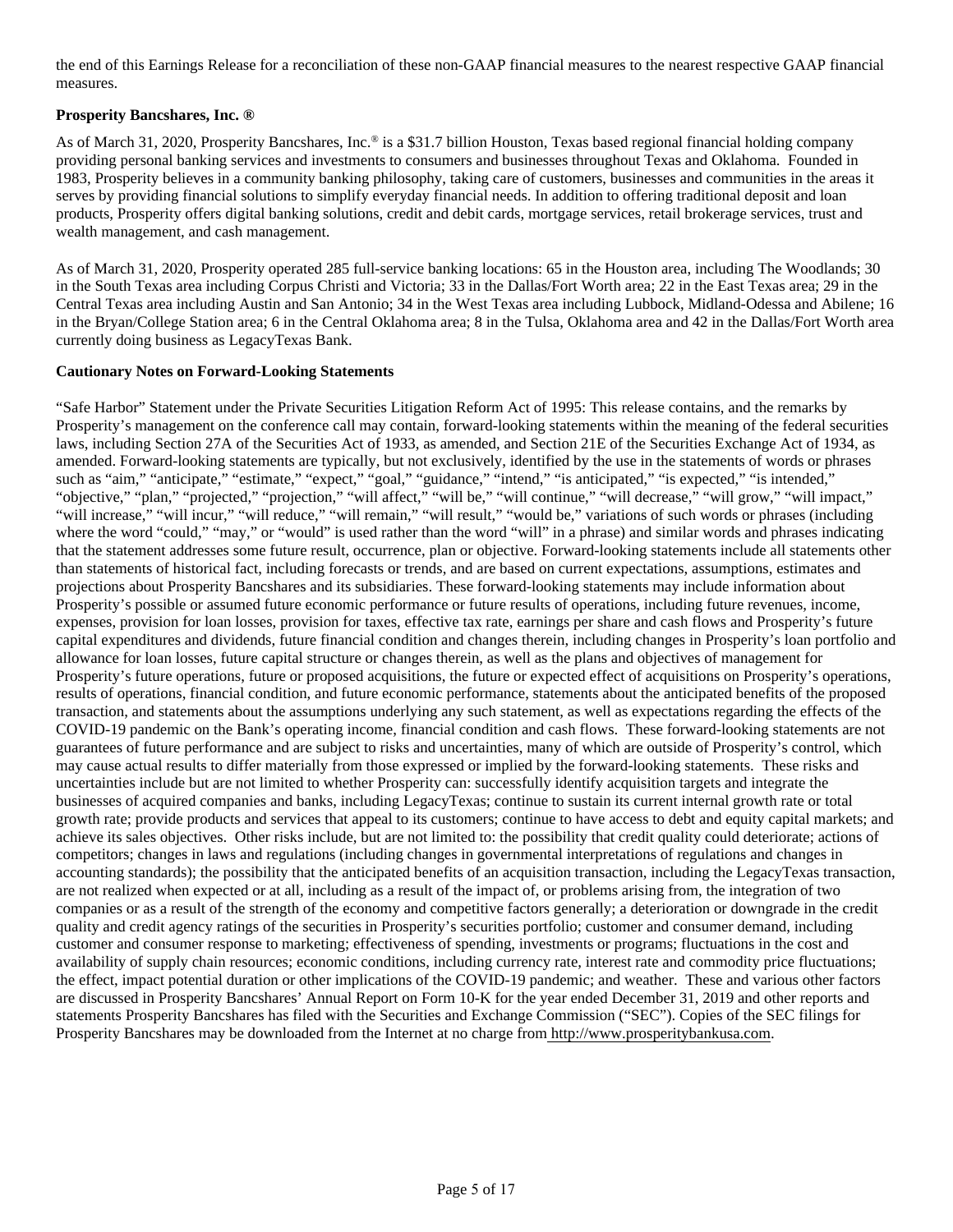the end of this Earnings Release for a reconciliation of these non-GAAP financial measures to the nearest respective GAAP financial measures.

**Prosperity Bancshares, Inc. ®**

As of March 31, 2020, Prosperity Bancshares, Inc.® is a $31.7 billion Houston, Texas based regional financial holding company providing personal banking services and investments to consumers and businesses throughout Texas and Oklahoma. Founded in 1983, Prosperity believes in a community banking philosophy, taking care of customers, businesses and communities in the areas it serves by providing financial solutions to simplify everyday financial needs. In addition to offering traditional deposit and loan products, Prosperity offers digital banking solutions, credit and debit cards, mortgage services, retail brokerage services, trust and wealth management, and cash management.

As of March 31, 2020, Prosperity operated 285 full-service banking locations: 65 in the Houston area, including The Woodlands; 30 in the South Texas area including Corpus Christi and Victoria; 33 in the Dallas/Fort Worth area; 22 in the East Texas area; 29 in the Central Texas area including Austin and San Antonio; 34 in the West Texas area including Lubbock, Midland-Odessa and Abilene; 16 in the Bryan/College Station area; 6 in the Central Oklahoma area; 8 in the Tulsa, Oklahoma area and 42 in the Dallas/Fort Worth area currently doing business as LegacyTexas Bank.

**Cautionary Notes on Forward-Looking Statements**

"Safe Harbor" Statement under the Private Securities Litigation Reform Act of 1995: This release contains, and the remarks by Prosperity's management on the conference call may contain, forward-looking statements within the meaning of the federal securities laws, including Section 27A of the Securities Act of 1933, as amended, and Section 21E of the Securities Exchange Act of 1934, as amended. Forward-looking statements are typically, but not exclusively, identified by the use in the statements of words or phrases such as "aim," "anticipate," "estimate," "expect," "goal," "guidance," "intend," "is anticipated," "is expected," "is intended," "objective," "plan," "projected," "projection," "will affect," "will be," "will continue," "will decrease," "will grow," "will impact," "will increase," "will incur," "will reduce," "will remain," "will result," "would be," variations of such words or phrases (including where the word "could," "may," or "would" is used rather than the word "will" in a phrase) and similar words and phrases indicating that the statement addresses some future result, occurrence, plan or objective. Forward-looking statements include all statements other than statements of historical fact, including forecasts or trends, and are based on current expectations, assumptions, estimates and projections about Prosperity Bancshares and its subsidiaries. These forward-looking statements may include information about Prosperity's possible or assumed future economic performance or future results of operations, including future revenues, income, expenses, provision for loan losses, provision for taxes, effective tax rate, earnings per share and cash flows and Prosperity's future capital expenditures and dividends, future financial condition and changes therein, including changes in Prosperity's loan portfolio and allowance for loan losses, future capital structure or changes therein, as well as the plans and objectives of management for Prosperity's future operations, future or proposed acquisitions, the future or expected effect of acquisitions on Prosperity's operations, results of operations, financial condition, and future economic performance, statements about the anticipated benefits of the proposed transaction, and statements about the assumptions underlying any such statement, as well as expectations regarding the effects of the COVID-19 pandemic on the Bank's operating income, financial condition and cash flows. These forward-looking statements are not guarantees of future performance and are subject to risks and uncertainties, many of which are outside of Prosperity's control, which may cause actual results to differ materially from those expressed or implied by the forward-looking statements. These risks and uncertainties include but are not limited to whether Prosperity can: successfully identify acquisition targets and integrate the businesses of acquired companies and banks, including LegacyTexas; continue to sustain its current internal growth rate or total growth rate; provide products and services that appeal to its customers; continue to have access to debt and equity capital markets; and achieve its sales objectives. Other risks include, but are not limited to: the possibility that credit quality could deteriorate; actions of competitors; changes in laws and regulations (including changes in governmental interpretations of regulations and changes in accounting standards); the possibility that the anticipated benefits of an acquisition transaction, including the LegacyTexas transaction, are not realized when expected or at all, including as a result of the impact of, or problems arising from, the integration of two companies or as a result of the strength of the economy and competitive factors generally; a deterioration or downgrade in the credit quality and credit agency ratings of the securities in Prosperity's securities portfolio; customer and consumer demand, including customer and consumer response to marketing; effectiveness of spending, investments or programs; fluctuations in the cost and availability of supply chain resources; economic conditions, including currency rate, interest rate and commodity price fluctuations; the effect, impact potential duration or other implications of the COVID-19 pandemic; and weather. These and various other factors are discussed in Prosperity Bancshares' Annual Report on Form 10-K for the year ended December 31, 2019 and other reports and statements Prosperity Bancshares has filed with the Securities and Exchange Commission ("SEC"). Copies of the SEC filings for Prosperity Bancshares may be downloaded from the Internet at no charge from http://www.prosperitybankusa.com.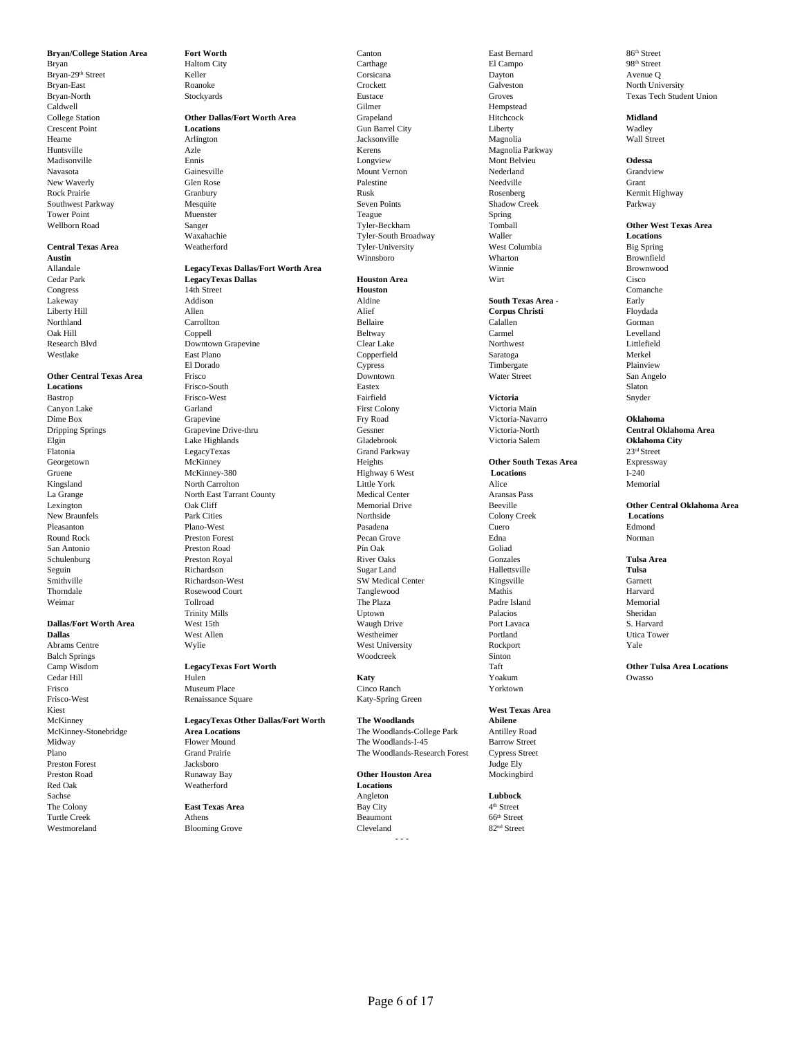**Bryan/College Station Area**
Bryan
Bryan-29th Street
Bryan-East
Bryan-North
Caldwell
College Station
Crescent Point
Hearne
Huntsville
Madisonville
Navasota
New Waverly
Rock Prairie
Southwest Parkway
Tower Point
Wellborn Road

**Central Texas Area**
**Austin**
Allandale
Cedar Park
Congress
Lakeway
Liberty Hill
Northland
Oak Hill
Research Blvd
Westlake

**Other Central Texas Area Locations**
Bastrop
Canyon Lake
Dime Box
Dripping Springs
Elgin
Flatonia
Georgetown
Gruene
Kingsland
La Grange
Lexington
New Braunfels
Pleasanton
Round Rock
San Antonio
Schulenburg
Seguin
Smithville
Thorndale
Weimar

**Dallas/Fort Worth Area**
**Dallas**
Abrams Centre
Balch Springs
Camp Wisdom
Cedar Hill
Frisco
Frisco-West
Kiest
McKinney
McKinney-Stonebridge
Midway
Plano
Preston Forest
Preston Road
Red Oak
Sachse
The Colony
Turtle Creek
Westmoreland

**Fort Worth**
Haltom City
Keller
Roanoke
Stockyards

**Other Dallas/Fort Worth Area Locations**
Arlington
Azle
Ennis
Gainesville
Glen Rose
Granbury
Mesquite
Muenster
Sanger
Waxahachie
Weatherford

**LegacyTexas Dallas/Fort Worth Area**
**LegacyTexas Dallas**
14th Street
Addison
Allen
Carrollton
Coppell
Downtown Grapevine
East Plano
El Dorado
Frisco
Frisco-South
Frisco-West
Garland
Grapevine
Grapevine Drive-thru
Lake Highlands
LegacyTexas
McKinney
McKinney-380
North Carrolton
North East Tarrant County
Oak Cliff
Park Cities
Plano-West
Preston Forest
Preston Road
Preston Royal
Richardson
Richardson-West
Rosewood Court
Tollroad
Trinity Mills
West 15th
West Allen
Wylie

**LegacyTexas Fort Worth**
Hulen
Museum Place
Renaissance Square

**LegacyTexas Other Dallas/Fort Worth Area Locations**
Flower Mound
Grand Prairie
Jacksboro
Runaway Bay
Weatherford

**East Texas Area**
Athens
Blooming Grove
Canton
Carthage
Corsicana
Crockett
Eustace
Gilmer
Grapeland
Gun Barrel City
Jacksonville
Kerens
Longview
Mount Vernon
Palestine
Rusk
Seven Points
Teague
Tyler-Beckham
Tyler-South Broadway
Tyler-University
Winnsboro

**Houston Area**
**Houston**
Aldine
Alief
Bellaire
Beltway
Clear Lake
Copperfield
Cypress
Downtown
Eastex
Fairfield
First Colony
Fry Road
Gessner
Gladebrook
Grand Parkway
Heights
Highway 6 West
Little York
Medical Center
Memorial Drive
Northside
Pasadena
Pecan Grove
Pin Oak
River Oaks
Sugar Land
SW Medical Center
Tanglewood
The Plaza
Uptown
Waugh Drive
Westheimer
West University
Woodcreek

**Katy**
Cinco Ranch
Katy-Spring Green

**The Woodlands**
The Woodlands-College Park
The Woodlands-I-45
The Woodlands-Research Forest

**Other Houston Area Locations**
Angleton
Bay City
Beaumont
Cleveland
East Bernard
El Campo
Dayton
Galveston
Groves
Hempstead
Hitchcock
Liberty
Magnolia
Magnolia Parkway
Mont Belvieu
Nederland
Needville
Rosenberg
Shadow Creek
Spring
Tomball
Waller
West Columbia
Wharton
Winnie
Wirt

**South Texas Area - Corpus Christi**
Calallen
Carmel
Northwest
Saratoga
Timbergate
Water Street

**Victoria**
Victoria Main
Victoria-Navarro
Victoria-North
Victoria Salem

**Other South Texas Area Locations**
Alice
Aransas Pass
Beeville
Colony Creek
Cuero
Edna
Goliad
Gonzales
Hallettsville
Kingsville
Mathis
Padre Island
Palacios
Port Lavaca
Portland
Rockport
Sinton
Taft
Yoakum
Yorktown

**West Texas Area**
**Abilene**
Antilley Road
Barrow Street
Cypress Street
Judge Ely
Mockingbird

**Lubbock**
4th Street
66th Street
82nd Street
86th Street
98th Street
Avenue Q
North University
Texas Tech Student Union

**Midland**
Wadley
Wall Street

**Odessa**
Grandview
Grant
Kermit Highway
Parkway

**Other West Texas Area Locations**
Big Spring
Brownfield
Brownwood
Cisco
Comanche
Early
Floydada
Gorman
Levelland
Littlefield
Merkel
Plainview
San Angelo
Slaton
Snyder

**Oklahoma**
**Central Oklahoma Area**
**Oklahoma City**
23rd Street
Expressway
I-240
Memorial

**Other Central Oklahoma Area Locations**
Edmond
Norman

**Tulsa Area**
**Tulsa**
Garnett
Harvard
Memorial
Sheridan
S. Harvard
Utica Tower
Yale

**Other Tulsa Area Locations**
Owasso

- - -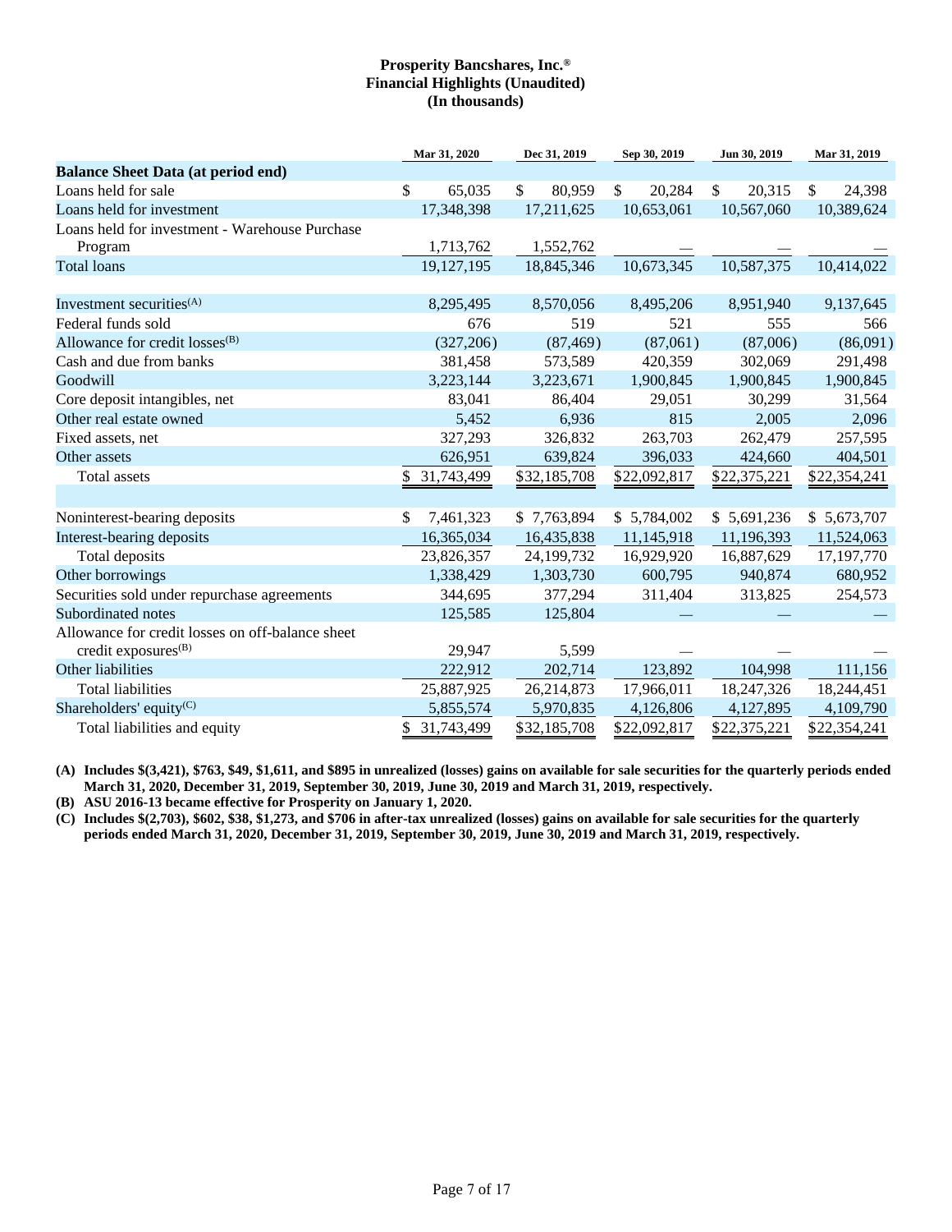**Prosperity Bancshares, Inc.®**
**Financial Highlights (Unaudited)**
**(In thousands)**

| | Mar 31, 2020 | Dec 31, 2019 | Sep 30, 2019 | Jun 30, 2019 | Mar 31, 2019 |
|---|---|---|---|---|---|
| **Balance Sheet Data (at period end)** | | | | | |
| Loans held for sale | $ 65,035 | $ 80,959 | $ 20,284 | $ 20,315 | $ 24,398 |
| Loans held for investment | 17,348,398 | 17,211,625 | 10,653,061 | 10,567,060 | 10,389,624 |
| Loans held for investment - Warehouse Purchase Program | 1,713,762 | 1,552,762 | — | — | — |
| Total loans | 19,127,195 | 18,845,346 | 10,673,345 | 10,587,375 | 10,414,022 |
| | | | | | |
| Investment securities(A) | 8,295,495 | 8,570,056 | 8,495,206 | 8,951,940 | 9,137,645 |
| Federal funds sold | 676 | 519 | 521 | 555 | 566 |
| Allowance for credit losses(B) | (327,206) | (87,469) | (87,061) | (87,006) | (86,091) |
| Cash and due from banks | 381,458 | 573,589 | 420,359 | 302,069 | 291,498 |
| Goodwill | 3,223,144 | 3,223,671 | 1,900,845 | 1,900,845 | 1,900,845 |
| Core deposit intangibles, net | 83,041 | 86,404 | 29,051 | 30,299 | 31,564 |
| Other real estate owned | 5,452 | 6,936 | 815 | 2,005 | 2,096 |
| Fixed assets, net | 327,293 | 326,832 | 263,703 | 262,479 | 257,595 |
| Other assets | 626,951 | 639,824 | 396,033 | 424,660 | 404,501 |
| Total assets | $ 31,743,499 | $32,185,708 | $22,092,817 | $22,375,221 | $22,354,241 |
| | | | | | |
| Noninterest-bearing deposits | $ 7,461,323 | $ 7,763,894 | $ 5,784,002 | $ 5,691,236 | $ 5,673,707 |
| Interest-bearing deposits | 16,365,034 | 16,435,838 | 11,145,918 | 11,196,393 | 11,524,063 |
| Total deposits | 23,826,357 | 24,199,732 | 16,929,920 | 16,887,629 | 17,197,770 |
| Other borrowings | 1,338,429 | 1,303,730 | 600,795 | 940,874 | 680,952 |
| Securities sold under repurchase agreements | 344,695 | 377,294 | 311,404 | 313,825 | 254,573 |
| Subordinated notes | 125,585 | 125,804 | — | — | — |
| Allowance for credit losses on off-balance sheet credit exposures(B) | 29,947 | 5,599 | — | — | — |
| Other liabilities | 222,912 | 202,714 | 123,892 | 104,998 | 111,156 |
| Total liabilities | 25,887,925 | 26,214,873 | 17,966,011 | 18,247,326 | 18,244,451 |
| Shareholders' equity(C) | 5,855,574 | 5,970,835 | 4,126,806 | 4,127,895 | 4,109,790 |
| Total liabilities and equity | $ 31,743,499 | $32,185,708 | $22,092,817 | $22,375,221 | $22,354,241 |

**(A) Includes $(3,421), $763, $49, $1,611, and $895 in unrealized (losses) gains on available for sale securities for the quarterly periods ended March 31, 2020, December 31, 2019, September 30, 2019, June 30, 2019 and March 31, 2019, respectively.**

**(B) ASU 2016-13 became effective for Prosperity on January 1, 2020.**

**(C) Includes $(2,703), $602, $38, $1,273, and $706 in after-tax unrealized (losses) gains on available for sale securities for the quarterly periods ended March 31, 2020, December 31, 2019, September 30, 2019, June 30, 2019 and March 31, 2019, respectively.**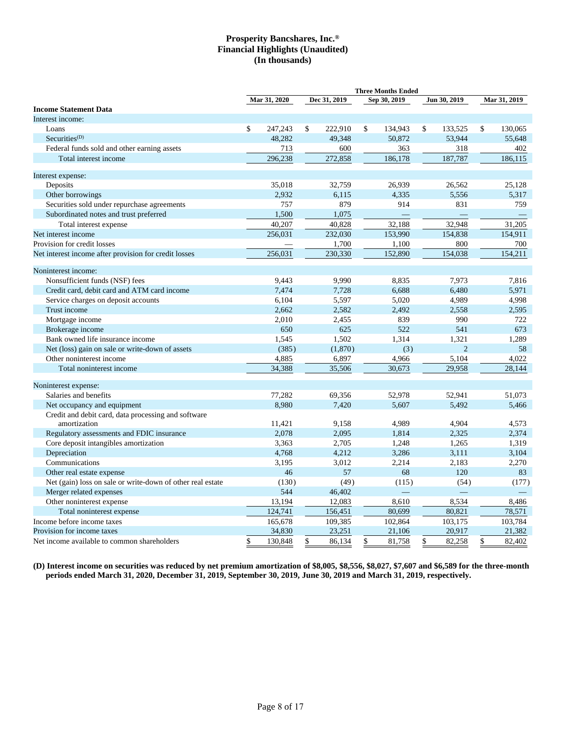# Prosperity Bancshares, Inc.®
## Financial Highlights (Unaudited)
### (In thousands)

| | Three Months Ended | | | | |
|---|---|---|---|---|---|
| | Mar 31, 2020 | Dec 31, 2019 | Sep 30, 2019 | Jun 30, 2019 | Mar 31, 2019 |
| **Income Statement Data** | | | | | |
| Interest income: | | | | | |
| Loans | $ 247,243 | $ 222,910 | $ 134,943 | $ 133,525 | $ 130,065 |
| Securities(D) | 48,282 | 49,348 | 50,872 | 53,944 | 55,648 |
| Federal funds sold and other earning assets | 713 | 600 | 363 | 318 | 402 |
| Total interest income | 296,238 | 272,858 | 186,178 | 187,787 | 186,115 |
| Interest expense: | | | | | |
| Deposits | 35,018 | 32,759 | 26,939 | 26,562 | 25,128 |
| Other borrowings | 2,932 | 6,115 | 4,335 | 5,556 | 5,317 |
| Securities sold under repurchase agreements | 757 | 879 | 914 | 831 | 759 |
| Subordinated notes and trust preferred | 1,500 | 1,075 | — | — | — |
| Total interest expense | 40,207 | 40,828 | 32,188 | 32,948 | 31,205 |
| Net interest income | 256,031 | 232,030 | 153,990 | 154,838 | 154,911 |
| Provision for credit losses | — | 1,700 | 1,100 | 800 | 700 |
| Net interest income after provision for credit losses | 256,031 | 230,330 | 152,890 | 154,038 | 154,211 |
| Noninterest income: | | | | | |
| Nonsufficient funds (NSF) fees | 9,443 | 9,990 | 8,835 | 7,973 | 7,816 |
| Credit card, debit card and ATM card income | 7,474 | 7,728 | 6,688 | 6,480 | 5,971 |
| Service charges on deposit accounts | 6,104 | 5,597 | 5,020 | 4,989 | 4,998 |
| Trust income | 2,662 | 2,582 | 2,492 | 2,558 | 2,595 |
| Mortgage income | 2,010 | 2,455 | 839 | 990 | 722 |
| Brokerage income | 650 | 625 | 522 | 541 | 673 |
| Bank owned life insurance income | 1,545 | 1,502 | 1,314 | 1,321 | 1,289 |
| Net (loss) gain on sale or write-down of assets | (385) | (1,870) | (3) | 2 | 58 |
| Other noninterest income | 4,885 | 6,897 | 4,966 | 5,104 | 4,022 |
| Total noninterest income | 34,388 | 35,506 | 30,673 | 29,958 | 28,144 |
| Noninterest expense: | | | | | |
| Salaries and benefits | 77,282 | 69,356 | 52,978 | 52,941 | 51,073 |
| Net occupancy and equipment | 8,980 | 7,420 | 5,607 | 5,492 | 5,466 |
| Credit and debit card, data processing and software amortization | 11,421 | 9,158 | 4,989 | 4,904 | 4,573 |
| Regulatory assessments and FDIC insurance | 2,078 | 2,095 | 1,814 | 2,325 | 2,374 |
| Core deposit intangibles amortization | 3,363 | 2,705 | 1,248 | 1,265 | 1,319 |
| Depreciation | 4,768 | 4,212 | 3,286 | 3,111 | 3,104 |
| Communications | 3,195 | 3,012 | 2,214 | 2,183 | 2,270 |
| Other real estate expense | 46 | 57 | 68 | 120 | 83 |
| Net (gain) loss on sale or write-down of other real estate | (130) | (49) | (115) | (54) | (177) |
| Merger related expenses | 544 | 46,402 | — | — | — |
| Other noninterest expense | 13,194 | 12,083 | 8,610 | 8,534 | 8,486 |
| Total noninterest expense | 124,741 | 156,451 | 80,699 | 80,821 | 78,571 |
| Income before income taxes | 165,678 | 109,385 | 102,864 | 103,175 | 103,784 |
| Provision for income taxes | 34,830 | 23,251 | 21,106 | 20,917 | 21,382 |
| Net income available to common shareholders | $ 130,848 | $ 86,134 | $ 81,758 | $ 82,258 | $ 82,402 |

**(D) Interest income on securities was reduced by net premium amortization of \$8,005, \$8,556, \$8,027, \$7,607 and \$6,589 for the three-month periods ended March 31, 2020, December 31, 2019, September 30, 2019, June 30, 2019 and March 31, 2019, respectively.**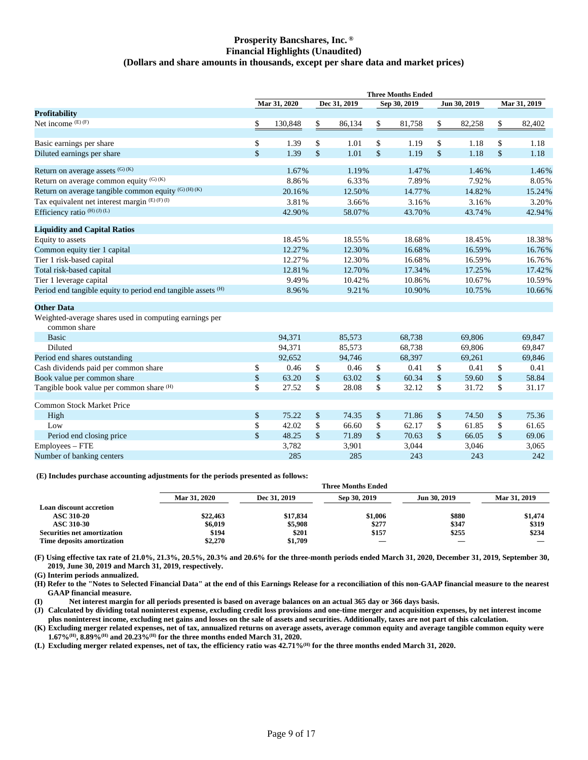# Prosperity Bancshares, Inc.®
## Financial Highlights (Unaudited)
## (Dollars and share amounts in thousands, except per share data and market prices)

| | Three Months Ended | | | | |
|---|---|---|---|---|---|
| | Mar 31, 2020 | Dec 31, 2019 | Sep 30, 2019 | Jun 30, 2019 | Mar 31, 2019 |
| **Profitability** | | | | | |
| Net income (E) (F) | $ 130,848 | $ 86,134 | $ 81,758 | $ 82,258 | $ 82,402 |
| | | | | | |
| Basic earnings per share | $ 1.39 | $ 1.01 | $ 1.19 | $ 1.18 | $ 1.18 |
| Diluted earnings per share | $ 1.39 | $ 1.01 | $ 1.19 | $ 1.18 | $ 1.18 |
| | | | | | |
| Return on average assets (G) (K) | 1.67% | 1.19% | 1.47% | 1.46% | 1.46% |
| Return on average common equity (G) (K) | 8.86% | 6.33% | 7.89% | 7.92% | 8.05% |
| Return on average tangible common equity (G) (H) (K) | 20.16% | 12.50% | 14.77% | 14.82% | 15.24% |
| Tax equivalent net interest margin (E) (F) (I) | 3.81% | 3.66% | 3.16% | 3.16% | 3.20% |
| Efficiency ratio (H) (J) (L) | 42.90% | 58.07% | 43.70% | 43.74% | 42.94% |
| | | | | | |
| **Liquidity and Capital Ratios** | | | | | |
| Equity to assets | 18.45% | 18.55% | 18.68% | 18.45% | 18.38% |
| Common equity tier 1 capital | 12.27% | 12.30% | 16.68% | 16.59% | 16.76% |
| Tier 1 risk-based capital | 12.27% | 12.30% | 16.68% | 16.59% | 16.76% |
| Total risk-based capital | 12.81% | 12.70% | 17.34% | 17.25% | 17.42% |
| Tier 1 leverage capital | 9.49% | 10.42% | 10.86% | 10.67% | 10.59% |
| Period end tangible equity to period end tangible assets (H) | 8.96% | 9.21% | 10.90% | 10.75% | 10.66% |
| | | | | | |
| **Other Data** | | | | | |
| Weighted-average shares used in computing earnings per common share | | | | | |
| Basic | 94,371 | 85,573 | 68,738 | 69,806 | 69,847 |
| Diluted | 94,371 | 85,573 | 68,738 | 69,806 | 69,847 |
| Period end shares outstanding | 92,652 | 94,746 | 68,397 | 69,261 | 69,846 |
| Cash dividends paid per common share | $ 0.46 | $ 0.46 | $ 0.41 | $ 0.41 | $ 0.41 |
| Book value per common share | $ 63.20 | $ 63.02 | $ 60.34 | $ 59.60 | $ 58.84 |
| Tangible book value per common share (H) | $ 27.52 | $ 28.08 | $ 32.12 | $ 31.72 | $ 31.17 |
| | | | | | |
| Common Stock Market Price | | | | | |
| High | $ 75.22 | $ 74.35 | $ 71.86 | $ 74.50 | $ 75.36 |
| Low | $ 42.02 | $ 66.60 | $ 62.17 | $ 61.85 | $ 61.65 |
| Period end closing price | $ 48.25 | $ 71.89 | $ 70.63 | $ 66.05 | $ 69.06 |
| Employees – FTE | 3,782 | 3,901 | 3,044 | 3,046 | 3,065 |
| Number of banking centers | 285 | 285 | 243 | 243 | 242 |

**(E) Includes purchase accounting adjustments for the periods presented as follows:**

| | Three Months Ended | | | | |
|---|---|---|---|---|---|
| | Mar 31, 2020 | Dec 31, 2019 | Sep 30, 2019 | Jun 30, 2019 | Mar 31, 2019 |
| **Loan discount accretion** | | | | | |
| **ASC 310-20** | $22,463 | $17,834 | $1,006 | $880 | $1,474 |
| **ASC 310-30** | $6,019 | $5,908 | $277 | $347 | $319 |
| **Securities net amortization** | $194 | $201 | $157 | $255 | $234 |
| **Time deposits amortization** | $2,270 | $1,709 | — | — | — |

**(F) Using effective tax rate of 21.0%, 21.3%, 20.5%, 20.3% and 20.6% for the three-month periods ended March 31, 2020, December 31, 2019, September 30, 2019, June 30, 2019 and March 31, 2019, respectively.**

**(G) Interim periods annualized.**

**(H) Refer to the "Notes to Selected Financial Data" at the end of this Earnings Release for a reconciliation of this non-GAAP financial measure to the nearest GAAP financial measure.**

**(I) Net interest margin for all periods presented is based on average balances on an actual 365 day or 366 days basis.**

**(J) Calculated by dividing total noninterest expense, excluding credit loss provisions and one-time merger and acquisition expenses, by net interest income plus noninterest income, excluding net gains and losses on the sale of assets and securities. Additionally, taxes are not part of this calculation.**

**(K) Excluding merger related expenses, net of tax, annualized returns on average assets, average common equity and average tangible common equity were 1.67%(H), 8.89%(H) and 20.23%(H) for the three months ended March 31, 2020.**

**(L) Excluding merger related expenses, net of tax, the efficiency ratio was 42.71%(H) for the three months ended March 31, 2020.**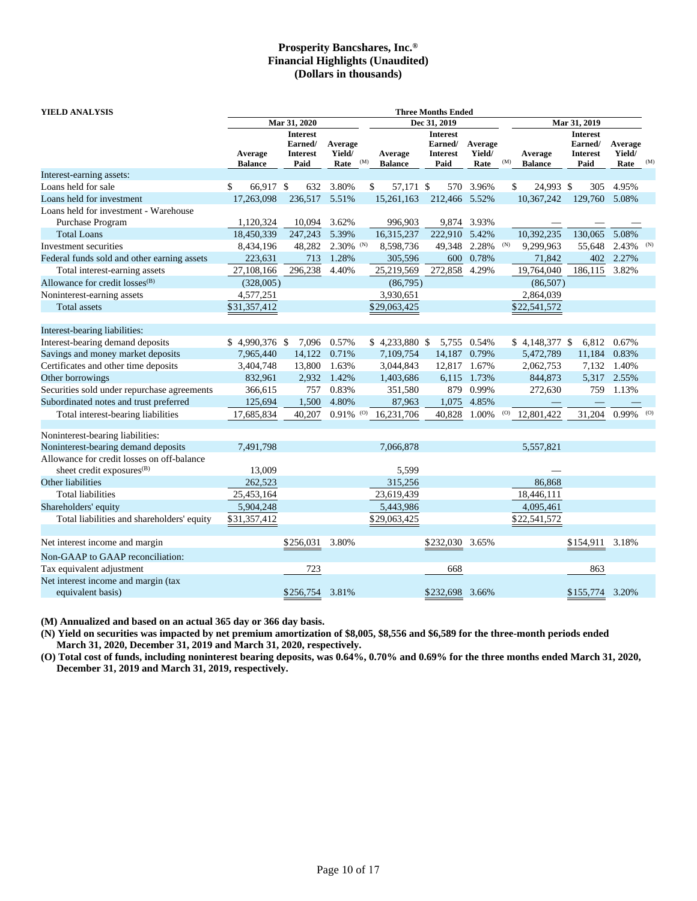# Prosperity Bancshares, Inc.®
## Financial Highlights (Unaudited)
### (Dollars in thousands)

**YIELD ANALYSIS**

| | Three Months Ended | | | | | | | | |
|---|---|---|---|---|---|---|---|---|---|
| | Mar 31, 2020 | | | Dec 31, 2019 | | | Mar 31, 2019 | | |
| | Average Balance | Interest Earned/ Interest Paid | Average Yield/ Rate (M) | Average Balance | Interest Earned/ Interest Paid | Average Yield/ Rate (M) | Average Balance | Interest Earned/ Interest Paid | Average Yield/ Rate (M) |
| Interest-earning assets: | | | | | | | | | |
| Loans held for sale | $ 66,917 | $ 632 | 3.80% | $ 57,171 | $ 570 | 3.96% | $ 24,993 | $ 305 | 4.95% |
| Loans held for investment | 17,263,098 | 236,517 | 5.51% | 15,261,163 | 212,466 | 5.52% | 10,367,242 | 129,760 | 5.08% |
| Loans held for investment - Warehouse Purchase Program | 1,120,324 | 10,094 | 3.62% | 996,903 | 9,874 | 3.93% | — | — | — |
| Total Loans | 18,450,339 | 247,243 | 5.39% | 16,315,237 | 222,910 | 5.42% | 10,392,235 | 130,065 | 5.08% |
| Investment securities | 8,434,196 | 48,282 | 2.30% (N) | 8,598,736 | 49,348 | 2.28% (N) | 9,299,963 | 55,648 | 2.43% (N) |
| Federal funds sold and other earning assets | 223,631 | 713 | 1.28% | 305,596 | 600 | 0.78% | 71,842 | 402 | 2.27% |
| Total interest-earning assets | 27,108,166 | 296,238 | 4.40% | 25,219,569 | 272,858 | 4.29% | 19,764,040 | 186,115 | 3.82% |
| Allowance for credit losses(B) | (328,005) | | | (86,795) | | | (86,507) | | |
| Noninterest-earning assets | 4,577,251 | | | 3,930,651 | | | 2,864,039 | | |
| Total assets | $31,357,412 | | | $29,063,425 | | | $22,541,572 | | |
| | | | | | | | | | |
| Interest-bearing liabilities: | | | | | | | | | |
| Interest-bearing demand deposits | $ 4,990,376 | $ 7,096 | 0.57% | $ 4,233,880 | $ 5,755 | 0.54% | $ 4,148,377 | $ 6,812 | 0.67% |
| Savings and money market deposits | 7,965,440 | 14,122 | 0.71% | 7,109,754 | 14,187 | 0.79% | 5,472,789 | 11,184 | 0.83% |
| Certificates and other time deposits | 3,404,748 | 13,800 | 1.63% | 3,044,843 | 12,817 | 1.67% | 2,062,753 | 7,132 | 1.40% |
| Other borrowings | 832,961 | 2,932 | 1.42% | 1,403,686 | 6,115 | 1.73% | 844,873 | 5,317 | 2.55% |
| Securities sold under repurchase agreements | 366,615 | 757 | 0.83% | 351,580 | 879 | 0.99% | 272,630 | 759 | 1.13% |
| Subordinated notes and trust preferred | 125,694 | 1,500 | 4.80% | 87,963 | 1,075 | 4.85% | — | — | — |
| Total interest-bearing liabilities | 17,685,834 | 40,207 | 0.91% (O) | 16,231,706 | 40,828 | 1.00% (O) | 12,801,422 | 31,204 | 0.99% (O) |
| | | | | | | | | | |
| Noninterest-bearing liabilities: | | | | | | | | | |
| Noninterest-bearing demand deposits | 7,491,798 | | | 7,066,878 | | | 5,557,821 | | |
| Allowance for credit losses on off-balance sheet credit exposures(B) | 13,009 | | | 5,599 | | | — | | |
| Other liabilities | 262,523 | | | 315,256 | | | 86,868 | | |
| Total liabilities | 25,453,164 | | | 23,619,439 | | | 18,446,111 | | |
| Shareholders' equity | 5,904,248 | | | 5,443,986 | | | 4,095,461 | | |
| Total liabilities and shareholders' equity | $31,357,412 | | | $29,063,425 | | | $22,541,572 | | |
| | | | | | | | | | |
| Net interest income and margin | | $256,031 | 3.80% | | $232,030 | 3.65% | | $154,911 | 3.18% |
| Non-GAAP to GAAP reconciliation: | | | | | | | | | |
| Tax equivalent adjustment | | 723 | | | 668 | | | 863 | |
| Net interest income and margin (tax equivalent basis) | | $256,754 | 3.81% | | $232,698 | 3.66% | | $155,774 | 3.20% |

**(M) Annualized and based on an actual 365 day or 366 day basis.**

**(N) Yield on securities was impacted by net premium amortization of $8,005, $8,556 and $6,589 for the three-month periods ended March 31, 2020, December 31, 2019 and March 31, 2020, respectively.**

**(O) Total cost of funds, including noninterest bearing deposits, was 0.64%, 0.70% and 0.69% for the three months ended March 31, 2020, December 31, 2019 and March 31, 2019, respectively.**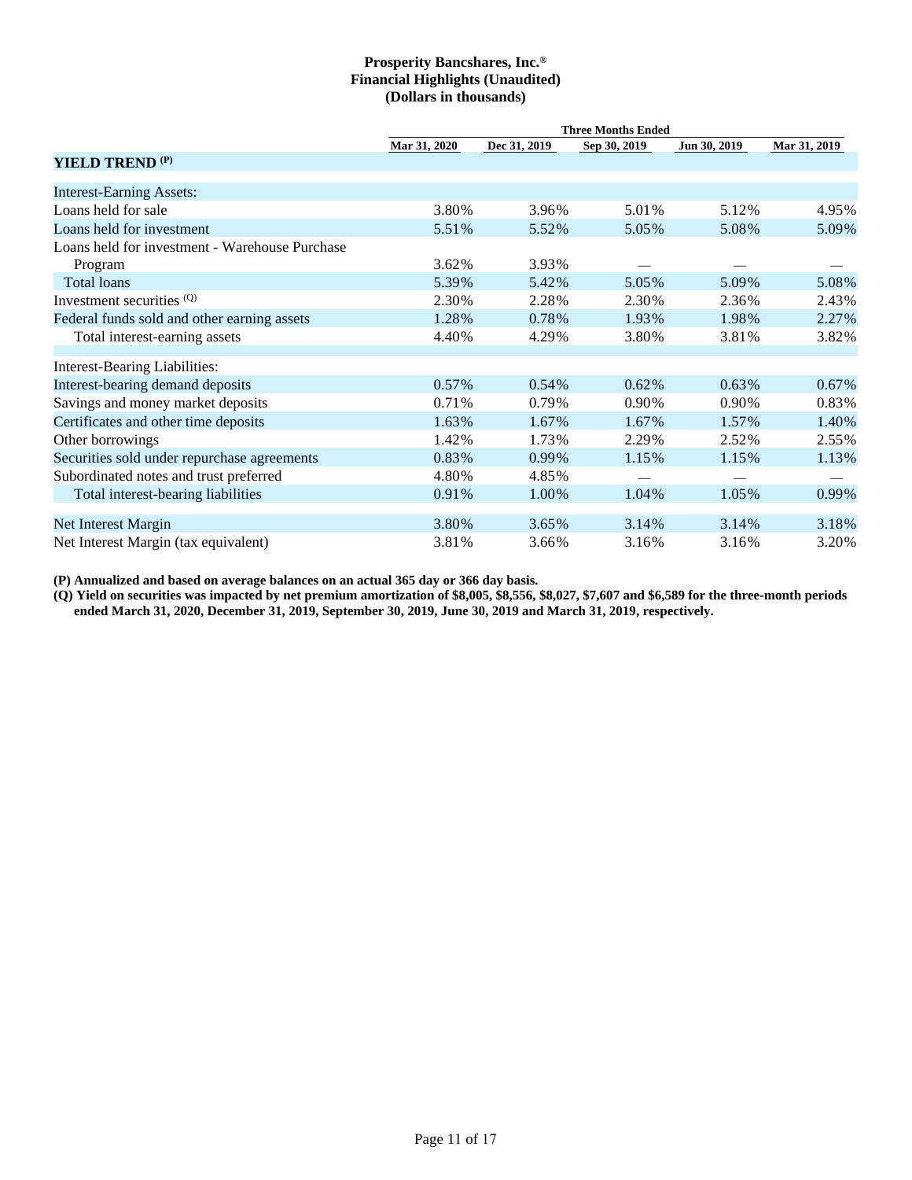**Prosperity Bancshares, Inc.®**
**Financial Highlights (Unaudited)**
**(Dollars in thousands)**

| | Three Months Ended | | | | |
|---|---|---|---|---|---|
| | Mar 31, 2020 | Dec 31, 2019 | Sep 30, 2019 | Jun 30, 2019 | Mar 31, 2019 |
| **YIELD TREND (P)** | | | | | |
| Interest-Earning Assets: | | | | | |
| Loans held for sale | 3.80% | 3.96% | 5.01% | 5.12% | 4.95% |
| Loans held for investment | 5.51% | 5.52% | 5.05% | 5.08% | 5.09% |
| Loans held for investment - Warehouse Purchase Program | 3.62% | 3.93% | — | — | — |
| Total loans | 5.39% | 5.42% | 5.05% | 5.09% | 5.08% |
| Investment securities (Q) | 2.30% | 2.28% | 2.30% | 2.36% | 2.43% |
| Federal funds sold and other earning assets | 1.28% | 0.78% | 1.93% | 1.98% | 2.27% |
| Total interest-earning assets | 4.40% | 4.29% | 3.80% | 3.81% | 3.82% |
| Interest-Bearing Liabilities: | | | | | |
| Interest-bearing demand deposits | 0.57% | 0.54% | 0.62% | 0.63% | 0.67% |
| Savings and money market deposits | 0.71% | 0.79% | 0.90% | 0.90% | 0.83% |
| Certificates and other time deposits | 1.63% | 1.67% | 1.67% | 1.57% | 1.40% |
| Other borrowings | 1.42% | 1.73% | 2.29% | 2.52% | 2.55% |
| Securities sold under repurchase agreements | 0.83% | 0.99% | 1.15% | 1.15% | 1.13% |
| Subordinated notes and trust preferred | 4.80% | 4.85% | — | — | — |
| Total interest-bearing liabilities | 0.91% | 1.00% | 1.04% | 1.05% | 0.99% |
| Net Interest Margin | 3.80% | 3.65% | 3.14% | 3.14% | 3.18% |
| Net Interest Margin (tax equivalent) | 3.81% | 3.66% | 3.16% | 3.16% | 3.20% |

**(P) Annualized and based on average balances on an actual 365 day or 366 day basis.**

**(Q) Yield on securities was impacted by net premium amortization of $8,005, $8,556, $8,027, $7,607 and $6,589 for the three-month periods ended March 31, 2020, December 31, 2019, September 30, 2019, June 30, 2019 and March 31, 2019, respectively.**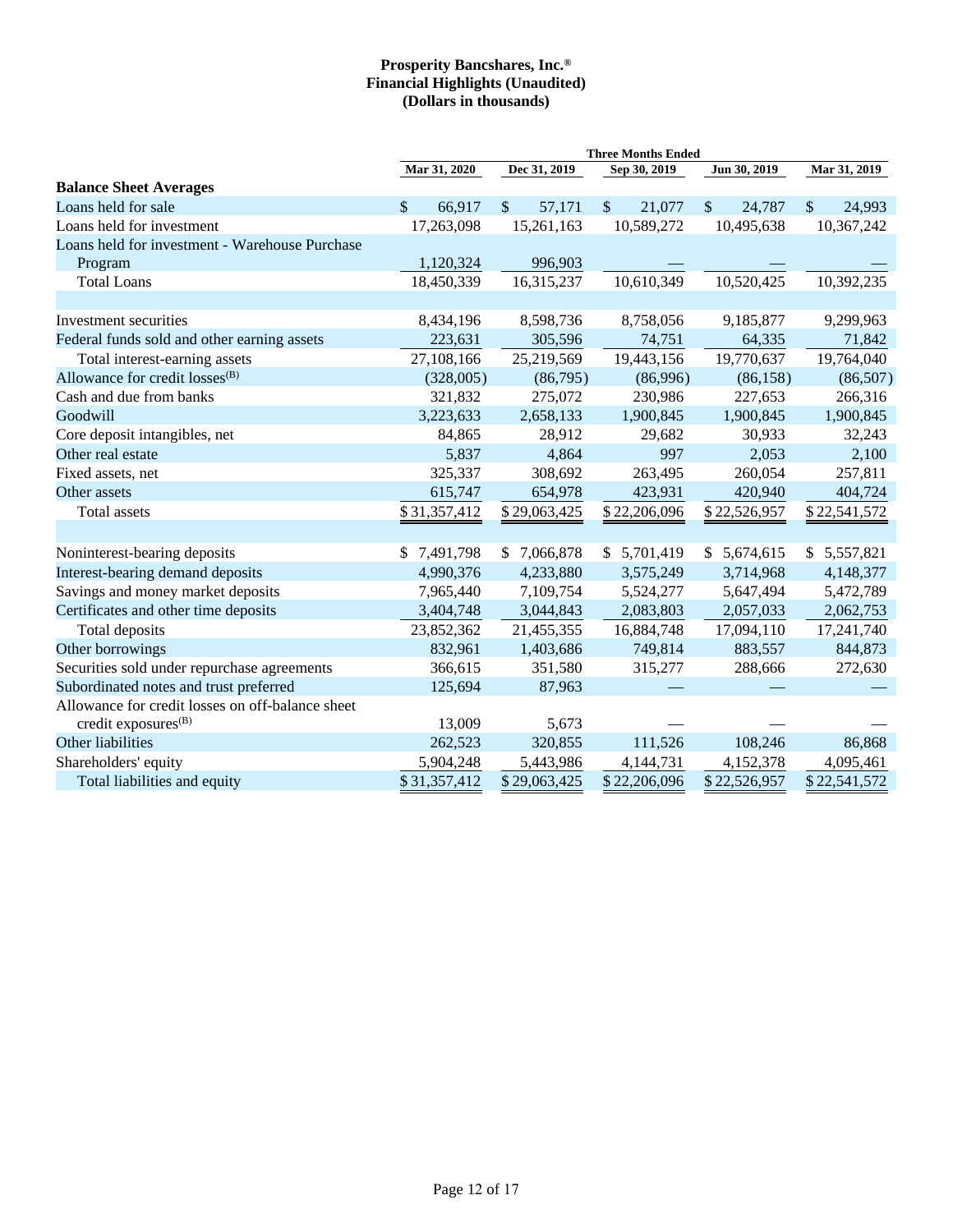**Prosperity Bancshares, Inc.®**
**Financial Highlights (Unaudited)**
**(Dollars in thousands)**

| | Three Months Ended | | | | |
|---|---|---|---|---|---|
| | Mar 31, 2020 | Dec 31, 2019 | Sep 30, 2019 | Jun 30, 2019 | Mar 31, 2019 |
| **Balance Sheet Averages** | | | | | |
| Loans held for sale | $ 66,917 | $ 57,171 | $ 21,077 | $ 24,787 | $ 24,993 |
| Loans held for investment | 17,263,098 | 15,261,163 | 10,589,272 | 10,495,638 | 10,367,242 |
| Loans held for investment - Warehouse Purchase Program | 1,120,324 | 996,903 | — | — | — |
| Total Loans | 18,450,339 | 16,315,237 | 10,610,349 | 10,520,425 | 10,392,235 |
| | | | | | |
| Investment securities | 8,434,196 | 8,598,736 | 8,758,056 | 9,185,877 | 9,299,963 |
| Federal funds sold and other earning assets | 223,631 | 305,596 | 74,751 | 64,335 | 71,842 |
| Total interest-earning assets | 27,108,166 | 25,219,569 | 19,443,156 | 19,770,637 | 19,764,040 |
| Allowance for credit losses[(B)] | (328,005) | (86,795) | (86,996) | (86,158) | (86,507) |
| Cash and due from banks | 321,832 | 275,072 | 230,986 | 227,653 | 266,316 |
| Goodwill | 3,223,633 | 2,658,133 | 1,900,845 | 1,900,845 | 1,900,845 |
| Core deposit intangibles, net | 84,865 | 28,912 | 29,682 | 30,933 | 32,243 |
| Other real estate | 5,837 | 4,864 | 997 | 2,053 | 2,100 |
| Fixed assets, net | 325,337 | 308,692 | 263,495 | 260,054 | 257,811 |
| Other assets | 615,747 | 654,978 | 423,931 | 420,940 | 404,724 |
| Total assets | $ 31,357,412 | $ 29,063,425 | $ 22,206,096 | $ 22,526,957 | $ 22,541,572 |
| | | | | | |
| Noninterest-bearing deposits | $ 7,491,798 | $ 7,066,878 | $ 5,701,419 | $ 5,674,615 | $ 5,557,821 |
| Interest-bearing demand deposits | 4,990,376 | 4,233,880 | 3,575,249 | 3,714,968 | 4,148,377 |
| Savings and money market deposits | 7,965,440 | 7,109,754 | 5,524,277 | 5,647,494 | 5,472,789 |
| Certificates and other time deposits | 3,404,748 | 3,044,843 | 2,083,803 | 2,057,033 | 2,062,753 |
| Total deposits | 23,852,362 | 21,455,355 | 16,884,748 | 17,094,110 | 17,241,740 |
| Other borrowings | 832,961 | 1,403,686 | 749,814 | 883,557 | 844,873 |
| Securities sold under repurchase agreements | 366,615 | 351,580 | 315,277 | 288,666 | 272,630 |
| Subordinated notes and trust preferred | 125,694 | 87,963 | — | — | — |
| Allowance for credit losses on off-balance sheet credit exposures[(B)] | 13,009 | 5,673 | — | — | — |
| Other liabilities | 262,523 | 320,855 | 111,526 | 108,246 | 86,868 |
| Shareholders' equity | 5,904,248 | 5,443,986 | 4,144,731 | 4,152,378 | 4,095,461 |
| Total liabilities and equity | $ 31,357,412 | $ 29,063,425 | $ 22,206,096 | $ 22,526,957 | $ 22,541,572 |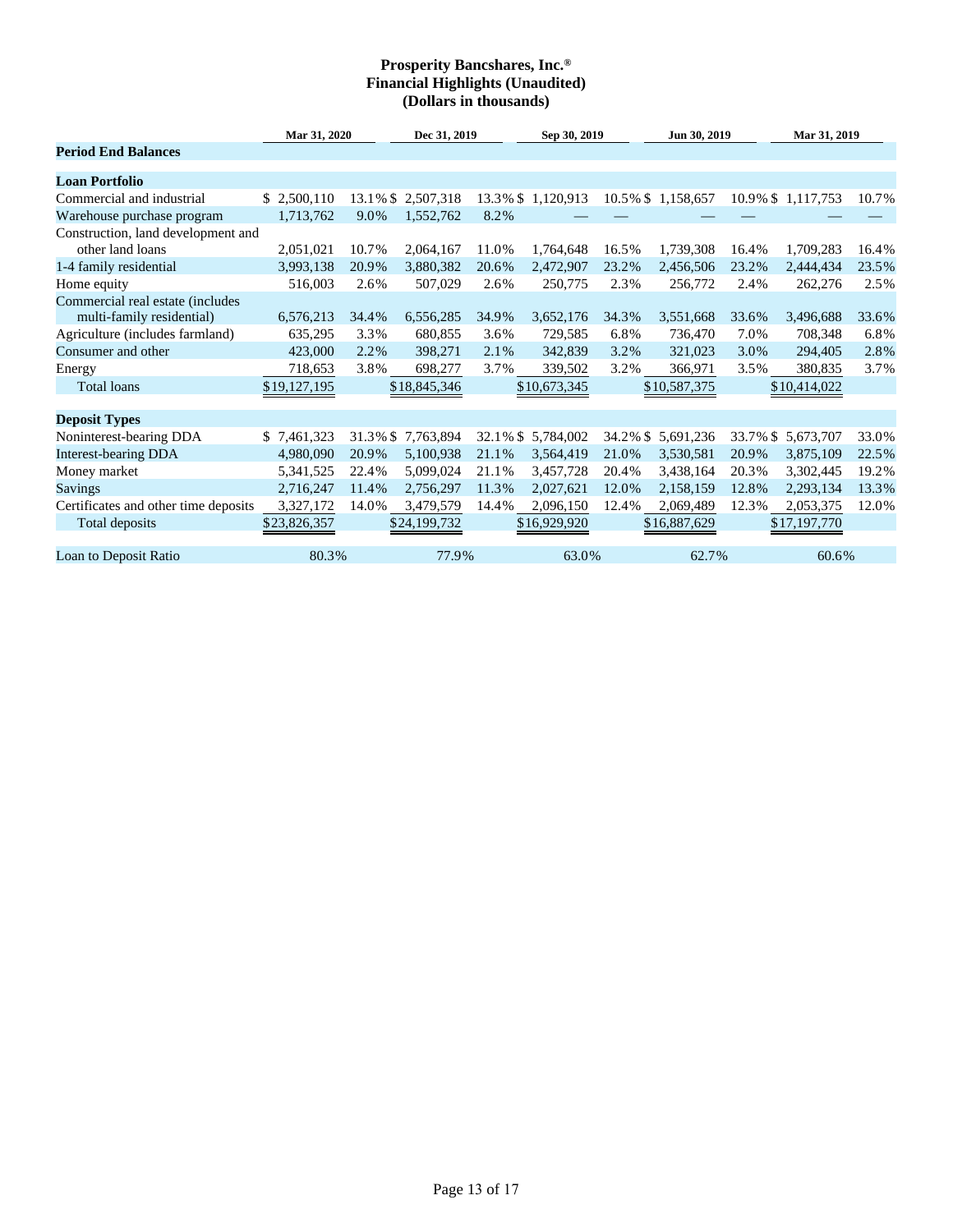**Prosperity Bancshares, Inc.®**
**Financial Highlights (Unaudited)**
**(Dollars in thousands)**

| | Mar 31, 2020 | | Dec 31, 2019 | | Sep 30, 2019 | | Jun 30, 2019 | | Mar 31, 2019 | |
|---|---|---|---|---|---|---|---|---|---|---|
| **Period End Balances** | | | | | | | | | | |
| **Loan Portfolio** | | | | | | | | | | |
| Commercial and industrial | $ 2,500,110 | 13.1% | $ 2,507,318 | 13.3% | $ 1,120,913 | 10.5% | $ 1,158,657 | 10.9% | $ 1,117,753 | 10.7% |
| Warehouse purchase program | 1,713,762 | 9.0% | 1,552,762 | 8.2% | — | — | — | — | — | — |
| Construction, land development and other land loans | 2,051,021 | 10.7% | 2,064,167 | 11.0% | 1,764,648 | 16.5% | 1,739,308 | 16.4% | 1,709,283 | 16.4% |
| 1-4 family residential | 3,993,138 | 20.9% | 3,880,382 | 20.6% | 2,472,907 | 23.2% | 2,456,506 | 23.2% | 2,444,434 | 23.5% |
| Home equity | 516,003 | 2.6% | 507,029 | 2.6% | 250,775 | 2.3% | 256,772 | 2.4% | 262,276 | 2.5% |
| Commercial real estate (includes multi-family residential) | 6,576,213 | 34.4% | 6,556,285 | 34.9% | 3,652,176 | 34.3% | 3,551,668 | 33.6% | 3,496,688 | 33.6% |
| Agriculture (includes farmland) | 635,295 | 3.3% | 680,855 | 3.6% | 729,585 | 6.8% | 736,470 | 7.0% | 708,348 | 6.8% |
| Consumer and other | 423,000 | 2.2% | 398,271 | 2.1% | 342,839 | 3.2% | 321,023 | 3.0% | 294,405 | 2.8% |
| Energy | 718,653 | 3.8% | 698,277 | 3.7% | 339,502 | 3.2% | 366,971 | 3.5% | 380,835 | 3.7% |
| Total loans | $19,127,195 | | $18,845,346 | | $10,673,345 | | $10,587,375 | | $10,414,022 | |
| **Deposit Types** | | | | | | | | | | |
| Noninterest-bearing DDA | $ 7,461,323 | 31.3% | $ 7,763,894 | 32.1% | $ 5,784,002 | 34.2% | $ 5,691,236 | 33.7% | $ 5,673,707 | 33.0% |
| Interest-bearing DDA | 4,980,090 | 20.9% | 5,100,938 | 21.1% | 3,564,419 | 21.0% | 3,530,581 | 20.9% | 3,875,109 | 22.5% |
| Money market | 5,341,525 | 22.4% | 5,099,024 | 21.1% | 3,457,728 | 20.4% | 3,438,164 | 20.3% | 3,302,445 | 19.2% |
| Savings | 2,716,247 | 11.4% | 2,756,297 | 11.3% | 2,027,621 | 12.0% | 2,158,159 | 12.8% | 2,293,134 | 13.3% |
| Certificates and other time deposits | 3,327,172 | 14.0% | 3,479,579 | 14.4% | 2,096,150 | 12.4% | 2,069,489 | 12.3% | 2,053,375 | 12.0% |
| Total deposits | $23,826,357 | | $24,199,732 | | $16,929,920 | | $16,887,629 | | $17,197,770 | |
| Loan to Deposit Ratio | 80.3% | | 77.9% | | 63.0% | | 62.7% | | 60.6% | |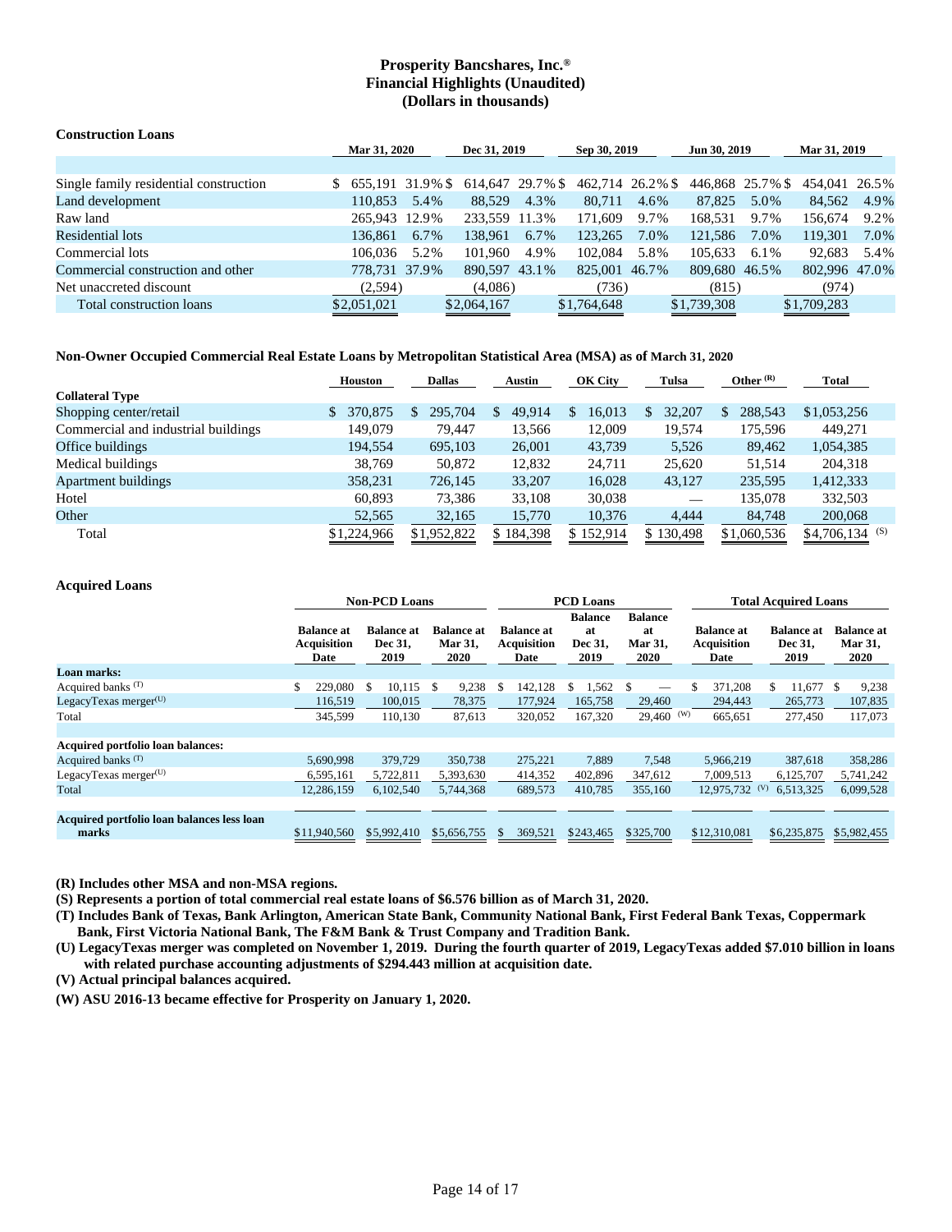# Prosperity Bancshares, Inc.®
## Financial Highlights (Unaudited)
### (Dollars in thousands)

**Construction Loans**

| | Mar 31, 2020 | | Dec 31, 2019 | | Sep 30, 2019 | | Jun 30, 2019 | | Mar 31, 2019 | |
|---|---|---|---|---|---|---|---|---|---|---|
| Single family residential construction | $ 655,191 | 31.9 % | $ 614,647 | 29.7 % | $ 462,714 | 26.2 % | $ 446,868 | 25.7 % | $ 454,041 | 26.5% |
| Land development | 110,853 | 5.4% | 88,529 | 4.3% | 80,711 | 4.6% | 87,825 | 5.0% | 84,562 | 4.9% |
| Raw land | 265,943 | 12.9% | 233,559 | 11.3% | 171,609 | 9.7% | 168,531 | 9.7% | 156,674 | 9.2% |
| Residential lots | 136,861 | 6.7% | 138,961 | 6.7% | 123,265 | 7.0% | 121,586 | 7.0% | 119,301 | 7.0% |
| Commercial lots | 106,036 | 5.2% | 101,960 | 4.9% | 102,084 | 5.8% | 105,633 | 6.1% | 92,683 | 5.4% |
| Commercial construction and other | 778,731 | 37.9% | 890,597 | 43.1% | 825,001 | 46.7% | 809,680 | 46.5% | 802,996 | 47.0% |
| Net unaccreted discount | (2,594) | | (4,086) | | (736) | | (815) | | (974) | |
| Total construction loans | $2,051,021 | | $2,064,167 | | $1,764,648 | | $1,739,308 | | $1,709,283 | |

**Non-Owner Occupied Commercial Real Estate Loans by Metropolitan Statistical Area (MSA) as of March 31, 2020**

| | Houston | Dallas | Austin | OK City | Tulsa | Other (R) | Total |
|---|---|---|---|---|---|---|---|
| **Collateral Type** | | | | | | | |
| Shopping center/retail | $ 370,875 | $ 295,704 | $ 49,914 | $ 16,013 | $ 32,207 | $ 288,543 | $1,053,256 |
| Commercial and industrial buildings | 149,079 | 79,447 | 13,566 | 12,009 | 19,574 | 175,596 | 449,271 |
| Office buildings | 194,554 | 695,103 | 26,001 | 43,739 | 5,526 | 89,462 | 1,054,385 |
| Medical buildings | 38,769 | 50,872 | 12,832 | 24,711 | 25,620 | 51,514 | 204,318 |
| Apartment buildings | 358,231 | 726,145 | 33,207 | 16,028 | 43,127 | 235,595 | 1,412,333 |
| Hotel | 60,893 | 73,386 | 33,108 | 30,038 | — | 135,078 | 332,503 |
| Other | 52,565 | 32,165 | 15,770 | 10,376 | 4,444 | 84,748 | 200,068 |
| Total | $1,224,966 | $1,952,822 | $ 184,398 | $ 152,914 | $ 130,498 | $1,060,536 | $4,706,134 (S) |

**Acquired Loans**

| | Non-PCD Loans | | | PCD Loans | | | Total Acquired Loans | | |
|---|---|---|---|---|---|---|---|---|---|
| | Balance at Acquisition Date | Balance at Dec 31, 2019 | Balance at Mar 31, 2020 | Balance at Acquisition Date | Balance at Dec 31, 2019 | Balance at Mar 31, 2020 | Balance at Acquisition Date | Balance at Dec 31, 2019 | Balance at Mar 31, 2020 |
| **Loan marks:** | | | | | | | | | |
| Acquired banks (T) | $ 229,080 | $ 10,115 | $ 9,238 | $ 142,128 | $ 1,562 | $ — | $ 371,208 | $ 11,677 | $ 9,238 |
| LegacyTexas merger(U) | 116,519 | 100,015 | 78,375 | 177,924 | 165,758 | 29,460 | 294,443 | 265,773 | 107,835 |
| Total | 345,599 | 110,130 | 87,613 | 320,052 | 167,320 | 29,460 (W) | 665,651 | 277,450 | 117,073 |
| **Acquired portfolio loan balances:** | | | | | | | | | |
| Acquired banks (T) | 5,690,998 | 379,729 | 350,738 | 275,221 | 7,889 | 7,548 | 5,966,219 | 387,618 | 358,286 |
| LegacyTexas merger(U) | 6,595,161 | 5,722,811 | 5,393,630 | 414,352 | 402,896 | 347,612 | 7,009,513 | 6,125,707 | 5,741,242 |
| Total | 12,286,159 | 6,102,540 | 5,744,368 | 689,573 | 410,785 | 355,160 | 12,975,732 (V) | 6,513,325 | 6,099,528 |
| **Acquired portfolio loan balances less loan marks** | $11,940,560 | $5,992,410 | $5,656,755 | $ 369,521 | $243,465 | $325,700 | $12,310,081 | $6,235,875 | $5,982,455 |

**(R) Includes other MSA and non-MSA regions.**

**(S) Represents a portion of total commercial real estate loans of $6.576 billion as of March 31, 2020.**

**(T) Includes Bank of Texas, Bank Arlington, American State Bank, Community National Bank, First Federal Bank Texas, Coppermark Bank, First Victoria National Bank, The F&M Bank & Trust Company and Tradition Bank.**

**(U) LegacyTexas merger was completed on November 1, 2019. During the fourth quarter of 2019, LegacyTexas added $7.010 billion in loans with related purchase accounting adjustments of $294.443 million at acquisition date.**

**(V) Actual principal balances acquired.**

**(W) ASU 2016-13 became effective for Prosperity on January 1, 2020.**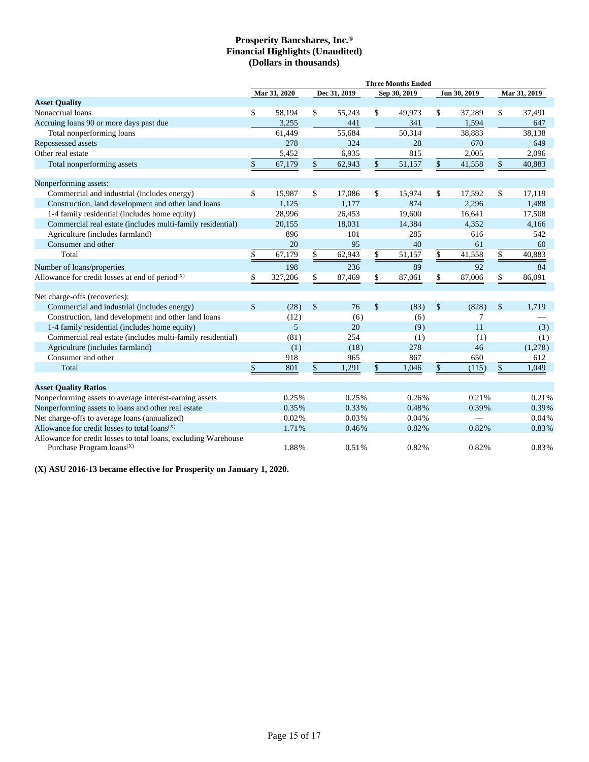# Prosperity Bancshares, Inc.®
## Financial Highlights (Unaudited)
## (Dollars in thousands)

| | Three Months Ended | | | | |
|---|---|---|---|---|---|
| | Mar 31, 2020 | Dec 31, 2019 | Sep 30, 2019 | Jun 30, 2019 | Mar 31, 2019 |
| **Asset Quality** | | | | | |
| Nonaccrual loans | $ 58,194 | $ 55,243 | $ 49,973 | $ 37,289 | $ 37,491 |
| Accruing loans 90 or more days past due | 3,255 | 441 | 341 | 1,594 | 647 |
| Total nonperforming loans | 61,449 | 55,684 | 50,314 | 38,883 | 38,138 |
| Repossessed assets | 278 | 324 | 28 | 670 | 649 |
| Other real estate | 5,452 | 6,935 | 815 | 2,005 | 2,096 |
| Total nonperforming assets | $ 67,179 | $ 62,943 | $ 51,157 | $ 41,558 | $ 40,883 |
| | | | | | |
| Nonperforming assets: | | | | | |
| Commercial and industrial (includes energy) | $ 15,987 | $ 17,086 | $ 15,974 | $ 17,592 | $ 17,119 |
| Construction, land development and other land loans | 1,125 | 1,177 | 874 | 2,296 | 1,488 |
| 1-4 family residential (includes home equity) | 28,996 | 26,453 | 19,600 | 16,641 | 17,508 |
| Commercial real estate (includes multi-family residential) | 20,155 | 18,031 | 14,384 | 4,352 | 4,166 |
| Agriculture (includes farmland) | 896 | 101 | 285 | 616 | 542 |
| Consumer and other | 20 | 95 | 40 | 61 | 60 |
| Total | $ 67,179 | $ 62,943 | $ 51,157 | $ 41,558 | $ 40,883 |
| Number of loans/properties | 198 | 236 | 89 | 92 | 84 |
| Allowance for credit losses at end of period[(X)] | $ 327,206 | $ 87,469 | $ 87,061 | $ 87,006 | $ 86,091 |
| | | | | | |
| Net charge-offs (recoveries): | | | | | |
| Commercial and industrial (includes energy) | $ (28) | $ 76 | $ (83) | $ (828) | $ 1,719 |
| Construction, land development and other land loans | (12) | (6) | (6) | 7 | — |
| 1-4 family residential (includes home equity) | 5 | 20 | (9) | 11 | (3) |
| Commercial real estate (includes multi-family residential) | (81) | 254 | (1) | (1) | (1) |
| Agriculture (includes farmland) | (1) | (18) | 278 | 46 | (1,278) |
| Consumer and other | 918 | 965 | 867 | 650 | 612 |
| Total | $ 801 | $ 1,291 | $ 1,046 | $ (115) | $ 1,049 |
| | | | | | |
| **Asset Quality Ratios** | | | | | |
| Nonperforming assets to average interest-earning assets | 0.25% | 0.25% | 0.26% | 0.21% | 0.21% |
| Nonperforming assets to loans and other real estate | 0.35% | 0.33% | 0.48% | 0.39% | 0.39% |
| Net charge-offs to average loans (annualized) | 0.02% | 0.03% | 0.04% | — | 0.04% |
| Allowance for credit losses to total loans[(X)] | 1.71% | 0.46% | 0.82% | 0.82% | 0.83% |
| Allowance for credit losses to total loans, excluding Warehouse Purchase Program loans[(X)] | 1.88% | 0.51% | 0.82% | 0.82% | 0.83% |

**(X) ASU 2016-13 became effective for Prosperity on January 1, 2020.**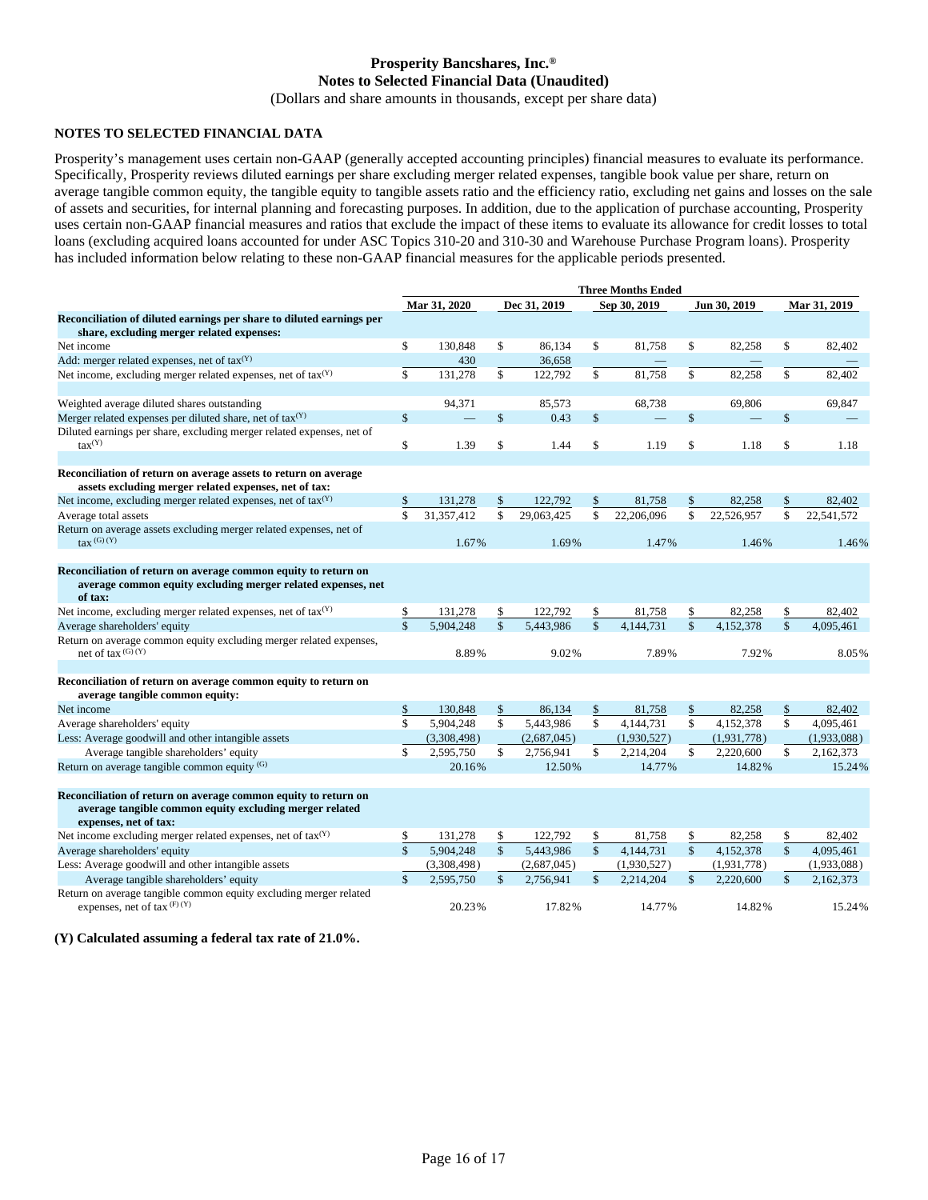**Prosperity Bancshares, Inc.®**
**Notes to Selected Financial Data (Unaudited)**
(Dollars and share amounts in thousands, except per share data)

## NOTES TO SELECTED FINANCIAL DATA

Prosperity's management uses certain non-GAAP (generally accepted accounting principles) financial measures to evaluate its performance. Specifically, Prosperity reviews diluted earnings per share excluding merger related expenses, tangible book value per share, return on average tangible common equity, the tangible equity to tangible assets ratio and the efficiency ratio, excluding net gains and losses on the sale of assets and securities, for internal planning and forecasting purposes. In addition, due to the application of purchase accounting, Prosperity uses certain non-GAAP financial measures and ratios that exclude the impact of these items to evaluate its allowance for credit losses to total loans (excluding acquired loans accounted for under ASC Topics 310-20 and 310-30 and Warehouse Purchase Program loans). Prosperity has included information below relating to these non-GAAP financial measures for the applicable periods presented.

| | Three Months Ended | | | | |
|---|---|---|---|---|---|
| | Mar 31, 2020 | Dec 31, 2019 | Sep 30, 2019 | Jun 30, 2019 | Mar 31, 2019 |
| **Reconciliation of diluted earnings per share to diluted earnings per share, excluding merger related expenses:** | | | | | |
| Net income | $ 130,848 | $ 86,134 | $ 81,758 | $ 82,258 | $ 82,402 |
| Add: merger related expenses, net of tax(Y) | 430 | 36,658 | — | — | — |
| Net income, excluding merger related expenses, net of tax(Y) | $ 131,278 | $ 122,792 | $ 81,758 | $ 82,258 | $ 82,402 |
| | | | | | |
| Weighted average diluted shares outstanding | 94,371 | 85,573 | 68,738 | 69,806 | 69,847 |
| Merger related expenses per diluted share, net of tax(Y) | $ — | $ 0.43 | $ — | $ — | $ — |
| Diluted earnings per share, excluding merger related expenses, net of tax(Y) | $ 1.39 | $ 1.44 | $ 1.19 | $ 1.18 | $ 1.18 |
| | | | | | |
| **Reconciliation of return on average assets to return on average assets excluding merger related expenses, net of tax:** | | | | | |
| Net income, excluding merger related expenses, net of tax(Y) | $ 131,278 | $ 122,792 | $ 81,758 | $ 82,258 | $ 82,402 |
| Average total assets | $ 31,357,412 | $ 29,063,425 | $ 22,206,096 | $ 22,526,957 | $ 22,541,572 |
| Return on average assets excluding merger related expenses, net of tax (G) (Y) | 1.67% | 1.69% | 1.47% | 1.46% | 1.46% |
| | | | | | |
| **Reconciliation of return on average common equity to return on average common equity excluding merger related expenses, net of tax:** | | | | | |
| Net income, excluding merger related expenses, net of tax(Y) | $ 131,278 | $ 122,792 | $ 81,758 | $ 82,258 | $ 82,402 |
| Average shareholders' equity | $ 5,904,248 | $ 5,443,986 | $ 4,144,731 | $ 4,152,378 | $ 4,095,461 |
| Return on average common equity excluding merger related expenses, net of tax (G) (Y) | 8.89% | 9.02% | 7.89% | 7.92% | 8.05% |
| | | | | | |
| **Reconciliation of return on average common equity to return on average tangible common equity:** | | | | | |
| Net income | $ 130,848 | $ 86,134 | $ 81,758 | $ 82,258 | $ 82,402 |
| Average shareholders' equity | $ 5,904,248 | $ 5,443,986 | $ 4,144,731 | $ 4,152,378 | $ 4,095,461 |
| Less: Average goodwill and other intangible assets | (3,308,498) | (2,687,045) | (1,930,527) | (1,931,778) | (1,933,088) |
| Average tangible shareholders' equity | $ 2,595,750 | $ 2,756,941 | $ 2,214,204 | $ 2,220,600 | $ 2,162,373 |
| Return on average tangible common equity (G) | 20.16% | 12.50% | 14.77% | 14.82% | 15.24% |
| | | | | | |
| **Reconciliation of return on average common equity to return on average tangible common equity excluding merger related expenses, net of tax:** | | | | | |
| Net income excluding merger related expenses, net of tax(Y) | $ 131,278 | $ 122,792 | $ 81,758 | $ 82,258 | $ 82,402 |
| Average shareholders' equity | $ 5,904,248 | $ 5,443,986 | $ 4,144,731 | $ 4,152,378 | $ 4,095,461 |
| Less: Average goodwill and other intangible assets | (3,308,498) | (2,687,045) | (1,930,527) | (1,931,778) | (1,933,088) |
| Average tangible shareholders' equity | $ 2,595,750 | $ 2,756,941 | $ 2,214,204 | $ 2,220,600 | $ 2,162,373 |
| Return on average tangible common equity excluding merger related expenses, net of tax (F) (Y) | 20.23% | 17.82% | 14.77% | 14.82% | 15.24% |

**(Y) Calculated assuming a federal tax rate of 21.0%.**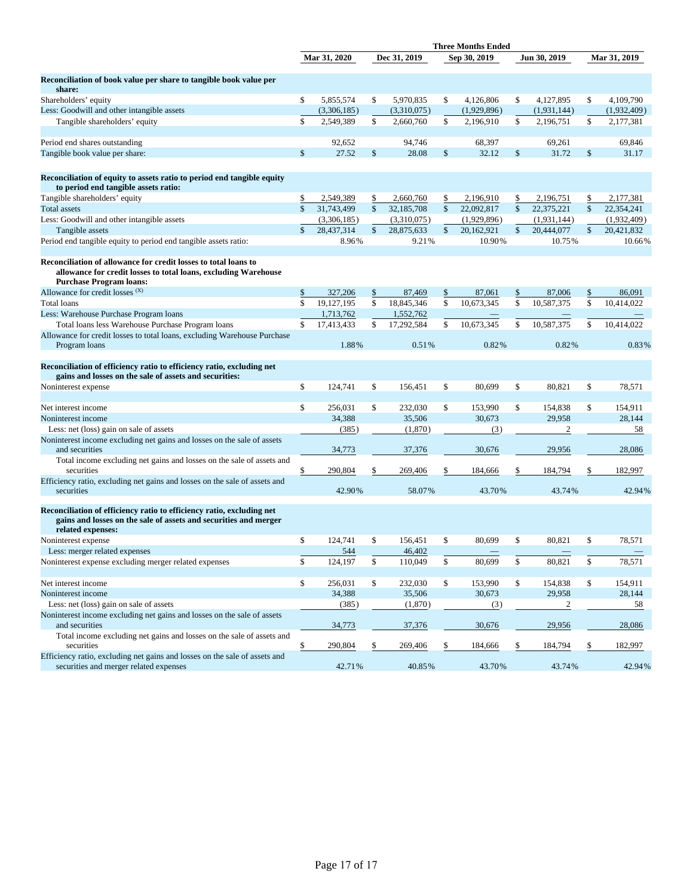| | Three Months Ended | | | | |
|---|---|---|---|---|---|
| | Mar 31, 2020 | Dec 31, 2019 | Sep 30, 2019 | Jun 30, 2019 | Mar 31, 2019 |
| **Reconciliation of book value per share to tangible book value per share:** | | | | | |
| Shareholders' equity | $ 5,855,574 | $ 5,970,835 | $ 4,126,806 | $ 4,127,895 | $ 4,109,790 |
| Less: Goodwill and other intangible assets | (3,306,185) | (3,310,075) | (1,929,896) | (1,931,144) | (1,932,409) |
| Tangible shareholders' equity | $ 2,549,389 | $ 2,660,760 | $ 2,196,910 | $ 2,196,751 | $ 2,177,381 |
| | | | | | |
| Period end shares outstanding | 92,652 | 94,746 | 68,397 | 69,261 | 69,846 |
| Tangible book value per share: | $ 27.52 | $ 28.08 | $ 32.12 | $ 31.72 | $ 31.17 |
| | | | | | |
| **Reconciliation of equity to assets ratio to period end tangible equity to period end tangible assets ratio:** | | | | | |
| Tangible shareholders' equity | $ 2,549,389 | $ 2,660,760 | $ 2,196,910 | $ 2,196,751 | $ 2,177,381 |
| Total assets | $ 31,743,499 | $ 32,185,708 | $ 22,092,817 | $ 22,375,221 | $ 22,354,241 |
| Less: Goodwill and other intangible assets | (3,306,185) | (3,310,075) | (1,929,896) | (1,931,144) | (1,932,409) |
| Tangible assets | $ 28,437,314 | $ 28,875,633 | $ 20,162,921 | $ 20,444,077 | $ 20,421,832 |
| Period end tangible equity to period end tangible assets ratio: | 8.96% | 9.21% | 10.90% | 10.75% | 10.66% |
| | | | | | |
| **Reconciliation of allowance for credit losses to total loans to allowance for credit losses to total loans, excluding Warehouse Purchase Program loans:** | | | | | |
| Allowance for credit losses [X] | $ 327,206 | $ 87,469 | $ 87,061 | $ 87,006 | $ 86,091 |
| Total loans | $ 19,127,195 | $ 18,845,346 | $ 10,673,345 | $ 10,587,375 | $ 10,414,022 |
| Less: Warehouse Purchase Program loans | 1,713,762 | 1,552,762 | — | — | — |
| Total loans less Warehouse Purchase Program loans | $ 17,413,433 | $ 17,292,584 | $ 10,673,345 | $ 10,587,375 | $ 10,414,022 |
| Allowance for credit losses to total loans, excluding Warehouse Purchase Program loans | 1.88% | 0.51% | 0.82% | 0.82% | 0.83% |
| | | | | | |
| **Reconciliation of efficiency ratio to efficiency ratio, excluding net gains and losses on the sale of assets and securities:** | | | | | |
| Noninterest expense | $ 124,741 | $ 156,451 | $ 80,699 | $ 80,821 | $ 78,571 |
| | | | | | |
| Net interest income | $ 256,031 | $ 232,030 | $ 153,990 | $ 154,838 | $ 154,911 |
| Noninterest income | 34,388 | 35,506 | 30,673 | 29,958 | 28,144 |
| Less: net (loss) gain on sale of assets | (385) | (1,870) | (3) | 2 | 58 |
| Noninterest income excluding net gains and losses on the sale of assets and securities | 34,773 | 37,376 | 30,676 | 29,956 | 28,086 |
| Total income excluding net gains and losses on the sale of assets and securities | $ 290,804 | $ 269,406 | $ 184,666 | $ 184,794 | $ 182,997 |
| Efficiency ratio, excluding net gains and losses on the sale of assets and securities | 42.90% | 58.07% | 43.70% | 43.74% | 42.94% |
| | | | | | |
| **Reconciliation of efficiency ratio to efficiency ratio, excluding net gains and losses on the sale of assets and securities and merger related expenses:** | | | | | |
| Noninterest expense | $ 124,741 | $ 156,451 | $ 80,699 | $ 80,821 | $ 78,571 |
| Less: merger related expenses | 544 | 46,402 | — | — | — |
| Noninterest expense excluding merger related expenses | $ 124,197 | $ 110,049 | $ 80,699 | $ 80,821 | $ 78,571 |
| | | | | | |
| Net interest income | $ 256,031 | $ 232,030 | $ 153,990 | $ 154,838 | $ 154,911 |
| Noninterest income | 34,388 | 35,506 | 30,673 | 29,958 | 28,144 |
| Less: net (loss) gain on sale of assets | (385) | (1,870) | (3) | 2 | 58 |
| Noninterest income excluding net gains and losses on the sale of assets and securities | 34,773 | 37,376 | 30,676 | 29,956 | 28,086 |
| Total income excluding net gains and losses on the sale of assets and securities | $ 290,804 | $ 269,406 | $ 184,666 | $ 184,794 | $ 182,997 |
| Efficiency ratio, excluding net gains and losses on the sale of assets and securities and merger related expenses | 42.71% | 40.85% | 43.70% | 43.74% | 42.94% |